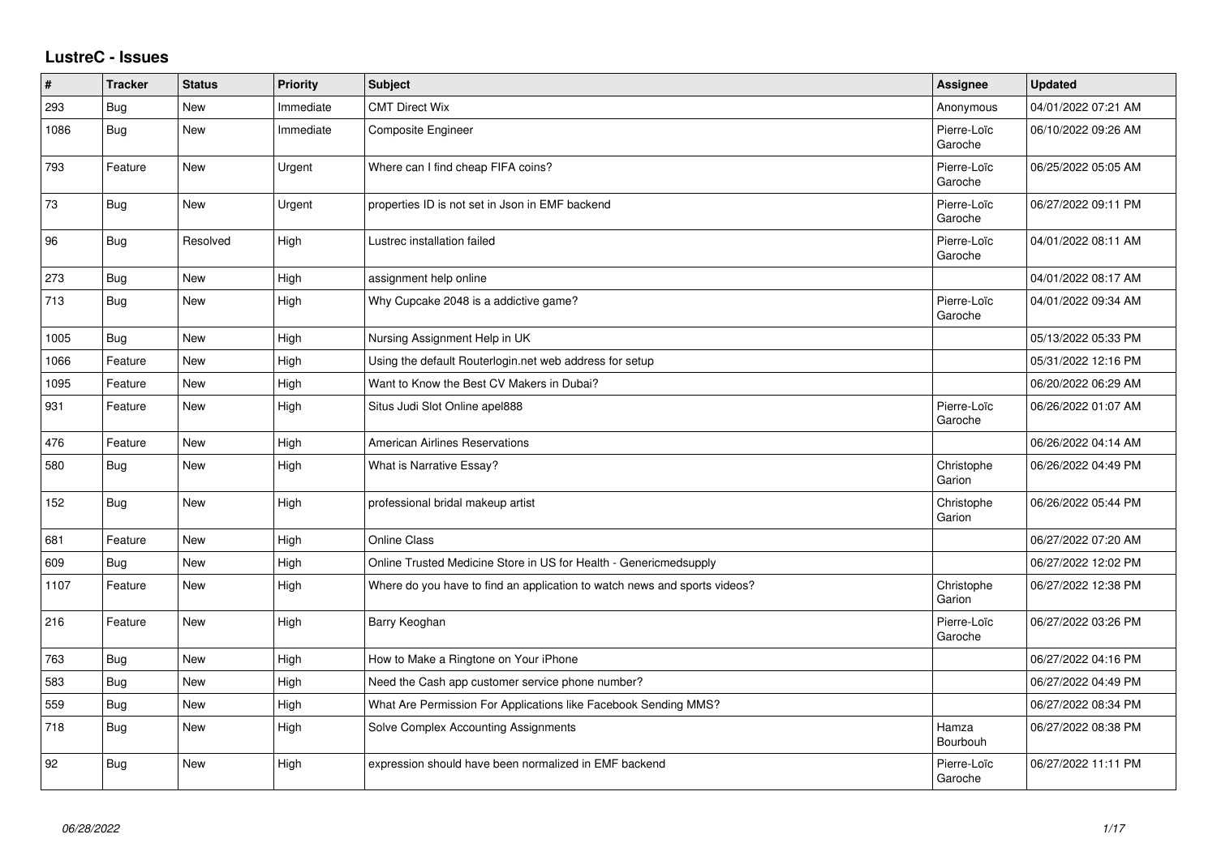# LustreC - Issues

| # | Tracker | Status | Priority | Subject | Assignee | Updated |
|---|---|---|---|---|---|---|
| 293 | Bug | New | Immediate | CMT Direct Wix | Anonymous | 04/01/2022 07:21 AM |
| 1086 | Bug | New | Immediate | Composite Engineer | Pierre-Loïc Garoche | 06/10/2022 09:26 AM |
| 793 | Feature | New | Urgent | Where can I find cheap FIFA coins? | Pierre-Loïc Garoche | 06/25/2022 05:05 AM |
| 73 | Bug | New | Urgent | properties ID is not set in Json in EMF backend | Pierre-Loïc Garoche | 06/27/2022 09:11 PM |
| 96 | Bug | Resolved | High | Lustrec installation failed | Pierre-Loïc Garoche | 04/01/2022 08:11 AM |
| 273 | Bug | New | High | assignment help online | | 04/01/2022 08:17 AM |
| 713 | Bug | New | High | Why Cupcake 2048 is a addictive game? | Pierre-Loïc Garoche | 04/01/2022 09:34 AM |
| 1005 | Bug | New | High | Nursing Assignment Help in UK | | 05/13/2022 05:33 PM |
| 1066 | Feature | New | High | Using the default Routerlogin.net web address for setup | | 05/31/2022 12:16 PM |
| 1095 | Feature | New | High | Want to Know the Best CV Makers in Dubai? | | 06/20/2022 06:29 AM |
| 931 | Feature | New | High | Situs Judi Slot Online apel888 | Pierre-Loïc Garoche | 06/26/2022 01:07 AM |
| 476 | Feature | New | High | American Airlines Reservations | | 06/26/2022 04:14 AM |
| 580 | Bug | New | High | What is Narrative Essay? | Christophe Garion | 06/26/2022 04:49 PM |
| 152 | Bug | New | High | professional bridal makeup artist | Christophe Garion | 06/26/2022 05:44 PM |
| 681 | Feature | New | High | Online Class | | 06/27/2022 07:20 AM |
| 609 | Bug | New | High | Online Trusted Medicine Store in US for Health - Genericmedsupply | | 06/27/2022 12:02 PM |
| 1107 | Feature | New | High | Where do you have to find an application to watch news and sports videos? | Christophe Garion | 06/27/2022 12:38 PM |
| 216 | Feature | New | High | Barry Keoghan | Pierre-Loïc Garoche | 06/27/2022 03:26 PM |
| 763 | Bug | New | High | How to Make a Ringtone on Your iPhone | | 06/27/2022 04:16 PM |
| 583 | Bug | New | High | Need the Cash app customer service phone number? | | 06/27/2022 04:49 PM |
| 559 | Bug | New | High | What Are Permission For Applications like Facebook Sending MMS? | | 06/27/2022 08:34 PM |
| 718 | Bug | New | High | Solve Complex Accounting Assignments | Hamza Bourbouh | 06/27/2022 08:38 PM |
| 92 | Bug | New | High | expression should have been normalized in EMF backend | Pierre-Loïc Garoche | 06/27/2022 11:11 PM |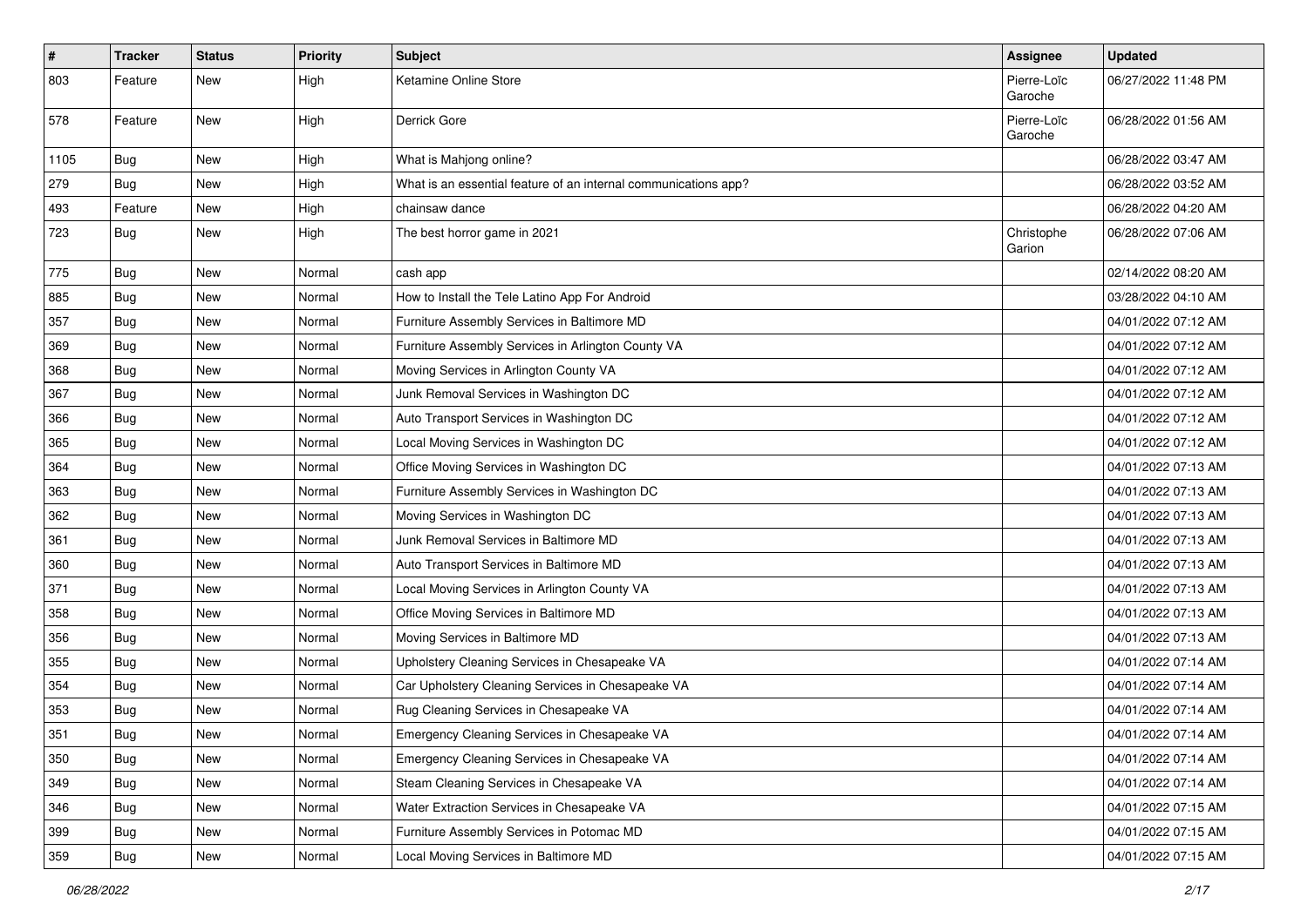| # | Tracker | Status | Priority | Subject | Assignee | Updated |
|---|---|---|---|---|---|---|
| 803 | Feature | New | High | Ketamine Online Store | Pierre-Loïc Garoche | 06/27/2022 11:48 PM |
| 578 | Feature | New | High | Derrick Gore | Pierre-Loïc Garoche | 06/28/2022 01:56 AM |
| 1105 | Bug | New | High | What is Mahjong online? | | 06/28/2022 03:47 AM |
| 279 | Bug | New | High | What is an essential feature of an internal communications app? | | 06/28/2022 03:52 AM |
| 493 | Feature | New | High | chainsaw dance | | 06/28/2022 04:20 AM |
| 723 | Bug | New | High | The best horror game in 2021 | Christophe Garion | 06/28/2022 07:06 AM |
| 775 | Bug | New | Normal | cash app | | 02/14/2022 08:20 AM |
| 885 | Bug | New | Normal | How to Install the Tele Latino App For Android | | 03/28/2022 04:10 AM |
| 357 | Bug | New | Normal | Furniture Assembly Services in Baltimore MD | | 04/01/2022 07:12 AM |
| 369 | Bug | New | Normal | Furniture Assembly Services in Arlington County VA | | 04/01/2022 07:12 AM |
| 368 | Bug | New | Normal | Moving Services in Arlington County VA | | 04/01/2022 07:12 AM |
| 367 | Bug | New | Normal | Junk Removal Services in Washington DC | | 04/01/2022 07:12 AM |
| 366 | Bug | New | Normal | Auto Transport Services in Washington DC | | 04/01/2022 07:12 AM |
| 365 | Bug | New | Normal | Local Moving Services in Washington DC | | 04/01/2022 07:12 AM |
| 364 | Bug | New | Normal | Office Moving Services in Washington DC | | 04/01/2022 07:13 AM |
| 363 | Bug | New | Normal | Furniture Assembly Services in Washington DC | | 04/01/2022 07:13 AM |
| 362 | Bug | New | Normal | Moving Services in Washington DC | | 04/01/2022 07:13 AM |
| 361 | Bug | New | Normal | Junk Removal Services in Baltimore MD | | 04/01/2022 07:13 AM |
| 360 | Bug | New | Normal | Auto Transport Services in Baltimore MD | | 04/01/2022 07:13 AM |
| 371 | Bug | New | Normal | Local Moving Services in Arlington County VA | | 04/01/2022 07:13 AM |
| 358 | Bug | New | Normal | Office Moving Services in Baltimore MD | | 04/01/2022 07:13 AM |
| 356 | Bug | New | Normal | Moving Services in Baltimore MD | | 04/01/2022 07:13 AM |
| 355 | Bug | New | Normal | Upholstery Cleaning Services in Chesapeake VA | | 04/01/2022 07:14 AM |
| 354 | Bug | New | Normal | Car Upholstery Cleaning Services in Chesapeake VA | | 04/01/2022 07:14 AM |
| 353 | Bug | New | Normal | Rug Cleaning Services in Chesapeake VA | | 04/01/2022 07:14 AM |
| 351 | Bug | New | Normal | Emergency Cleaning Services in Chesapeake VA | | 04/01/2022 07:14 AM |
| 350 | Bug | New | Normal | Emergency Cleaning Services in Chesapeake VA | | 04/01/2022 07:14 AM |
| 349 | Bug | New | Normal | Steam Cleaning Services in Chesapeake VA | | 04/01/2022 07:14 AM |
| 346 | Bug | New | Normal | Water Extraction Services in Chesapeake VA | | 04/01/2022 07:15 AM |
| 399 | Bug | New | Normal | Furniture Assembly Services in Potomac MD | | 04/01/2022 07:15 AM |
| 359 | Bug | New | Normal | Local Moving Services in Baltimore MD | | 04/01/2022 07:15 AM |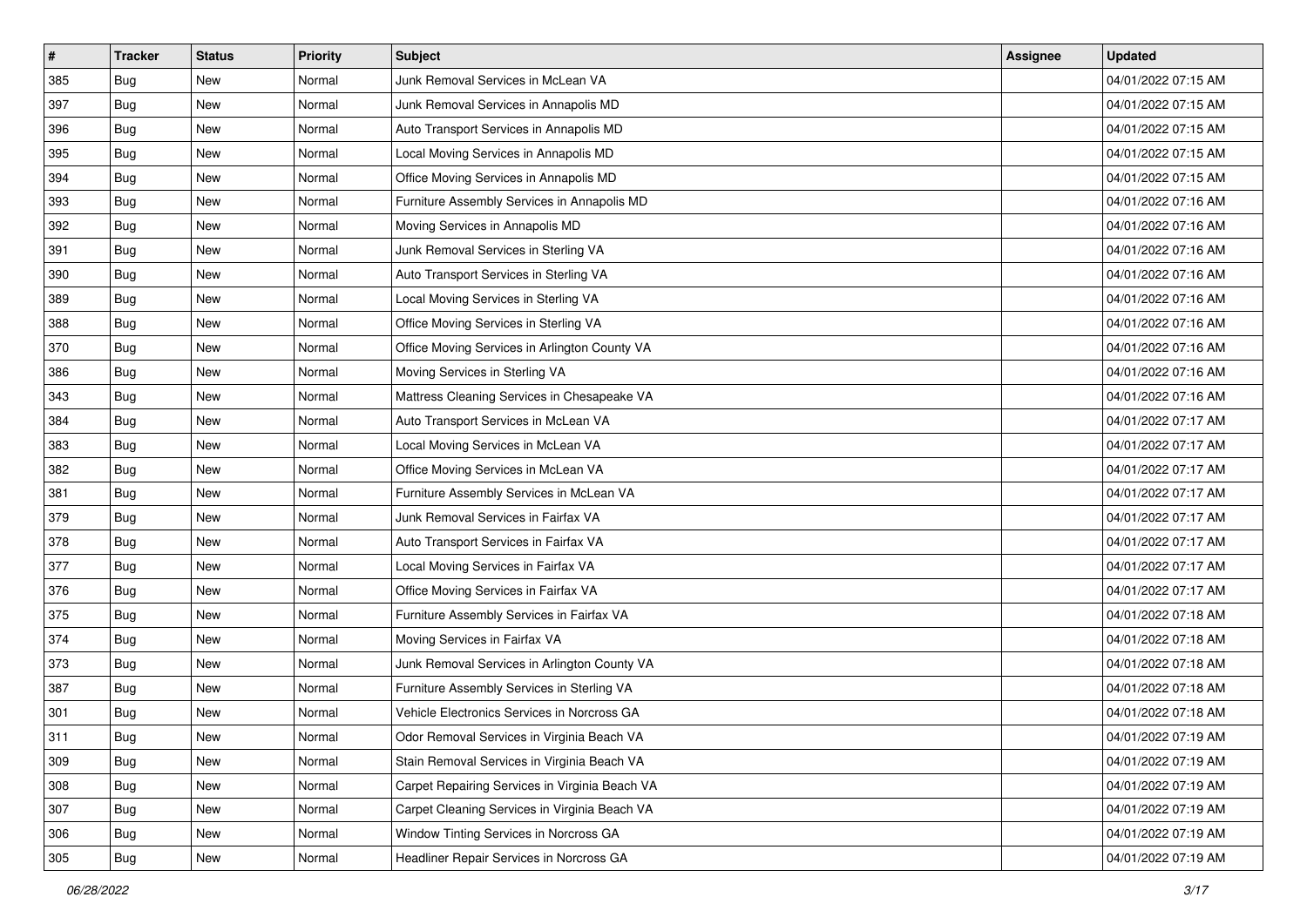| # | Tracker | Status | Priority | Subject | Assignee | Updated |
|---|---|---|---|---|---|---|
| 385 | Bug | New | Normal | Junk Removal Services in McLean VA | | 04/01/2022 07:15 AM |
| 397 | Bug | New | Normal | Junk Removal Services in Annapolis MD | | 04/01/2022 07:15 AM |
| 396 | Bug | New | Normal | Auto Transport Services in Annapolis MD | | 04/01/2022 07:15 AM |
| 395 | Bug | New | Normal | Local Moving Services in Annapolis MD | | 04/01/2022 07:15 AM |
| 394 | Bug | New | Normal | Office Moving Services in Annapolis MD | | 04/01/2022 07:15 AM |
| 393 | Bug | New | Normal | Furniture Assembly Services in Annapolis MD | | 04/01/2022 07:16 AM |
| 392 | Bug | New | Normal | Moving Services in Annapolis MD | | 04/01/2022 07:16 AM |
| 391 | Bug | New | Normal | Junk Removal Services in Sterling VA | | 04/01/2022 07:16 AM |
| 390 | Bug | New | Normal | Auto Transport Services in Sterling VA | | 04/01/2022 07:16 AM |
| 389 | Bug | New | Normal | Local Moving Services in Sterling VA | | 04/01/2022 07:16 AM |
| 388 | Bug | New | Normal | Office Moving Services in Sterling VA | | 04/01/2022 07:16 AM |
| 370 | Bug | New | Normal | Office Moving Services in Arlington County VA | | 04/01/2022 07:16 AM |
| 386 | Bug | New | Normal | Moving Services in Sterling VA | | 04/01/2022 07:16 AM |
| 343 | Bug | New | Normal | Mattress Cleaning Services in Chesapeake VA | | 04/01/2022 07:16 AM |
| 384 | Bug | New | Normal | Auto Transport Services in McLean VA | | 04/01/2022 07:17 AM |
| 383 | Bug | New | Normal | Local Moving Services in McLean VA | | 04/01/2022 07:17 AM |
| 382 | Bug | New | Normal | Office Moving Services in McLean VA | | 04/01/2022 07:17 AM |
| 381 | Bug | New | Normal | Furniture Assembly Services in McLean VA | | 04/01/2022 07:17 AM |
| 379 | Bug | New | Normal | Junk Removal Services in Fairfax VA | | 04/01/2022 07:17 AM |
| 378 | Bug | New | Normal | Auto Transport Services in Fairfax VA | | 04/01/2022 07:17 AM |
| 377 | Bug | New | Normal | Local Moving Services in Fairfax VA | | 04/01/2022 07:17 AM |
| 376 | Bug | New | Normal | Office Moving Services in Fairfax VA | | 04/01/2022 07:17 AM |
| 375 | Bug | New | Normal | Furniture Assembly Services in Fairfax VA | | 04/01/2022 07:18 AM |
| 374 | Bug | New | Normal | Moving Services in Fairfax VA | | 04/01/2022 07:18 AM |
| 373 | Bug | New | Normal | Junk Removal Services in Arlington County VA | | 04/01/2022 07:18 AM |
| 387 | Bug | New | Normal | Furniture Assembly Services in Sterling VA | | 04/01/2022 07:18 AM |
| 301 | Bug | New | Normal | Vehicle Electronics Services in Norcross GA | | 04/01/2022 07:18 AM |
| 311 | Bug | New | Normal | Odor Removal Services in Virginia Beach VA | | 04/01/2022 07:19 AM |
| 309 | Bug | New | Normal | Stain Removal Services in Virginia Beach VA | | 04/01/2022 07:19 AM |
| 308 | Bug | New | Normal | Carpet Repairing Services in Virginia Beach VA | | 04/01/2022 07:19 AM |
| 307 | Bug | New | Normal | Carpet Cleaning Services in Virginia Beach VA | | 04/01/2022 07:19 AM |
| 306 | Bug | New | Normal | Window Tinting Services in Norcross GA | | 04/01/2022 07:19 AM |
| 305 | Bug | New | Normal | Headliner Repair Services in Norcross GA | | 04/01/2022 07:19 AM |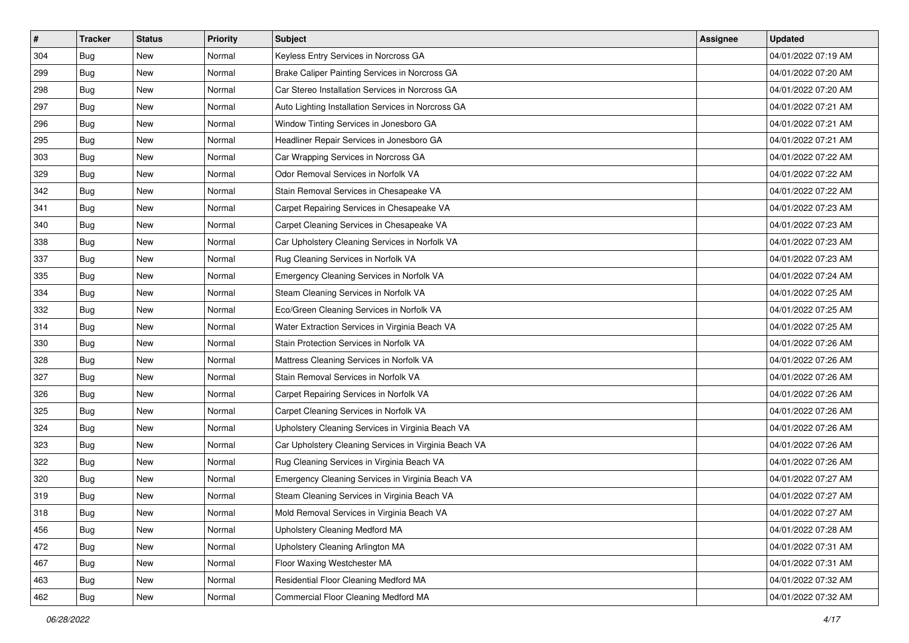| # | Tracker | Status | Priority | Subject | Assignee | Updated |
|---|---|---|---|---|---|---|
| 304 | Bug | New | Normal | Keyless Entry Services in Norcross GA | | 04/01/2022 07:19 AM |
| 299 | Bug | New | Normal | Brake Caliper Painting Services in Norcross GA | | 04/01/2022 07:20 AM |
| 298 | Bug | New | Normal | Car Stereo Installation Services in Norcross GA | | 04/01/2022 07:20 AM |
| 297 | Bug | New | Normal | Auto Lighting Installation Services in Norcross GA | | 04/01/2022 07:21 AM |
| 296 | Bug | New | Normal | Window Tinting Services in Jonesboro GA | | 04/01/2022 07:21 AM |
| 295 | Bug | New | Normal | Headliner Repair Services in Jonesboro GA | | 04/01/2022 07:21 AM |
| 303 | Bug | New | Normal | Car Wrapping Services in Norcross GA | | 04/01/2022 07:22 AM |
| 329 | Bug | New | Normal | Odor Removal Services in Norfolk VA | | 04/01/2022 07:22 AM |
| 342 | Bug | New | Normal | Stain Removal Services in Chesapeake VA | | 04/01/2022 07:22 AM |
| 341 | Bug | New | Normal | Carpet Repairing Services in Chesapeake VA | | 04/01/2022 07:23 AM |
| 340 | Bug | New | Normal | Carpet Cleaning Services in Chesapeake VA | | 04/01/2022 07:23 AM |
| 338 | Bug | New | Normal | Car Upholstery Cleaning Services in Norfolk VA | | 04/01/2022 07:23 AM |
| 337 | Bug | New | Normal | Rug Cleaning Services in Norfolk VA | | 04/01/2022 07:23 AM |
| 335 | Bug | New | Normal | Emergency Cleaning Services in Norfolk VA | | 04/01/2022 07:24 AM |
| 334 | Bug | New | Normal | Steam Cleaning Services in Norfolk VA | | 04/01/2022 07:25 AM |
| 332 | Bug | New | Normal | Eco/Green Cleaning Services in Norfolk VA | | 04/01/2022 07:25 AM |
| 314 | Bug | New | Normal | Water Extraction Services in Virginia Beach VA | | 04/01/2022 07:25 AM |
| 330 | Bug | New | Normal | Stain Protection Services in Norfolk VA | | 04/01/2022 07:26 AM |
| 328 | Bug | New | Normal | Mattress Cleaning Services in Norfolk VA | | 04/01/2022 07:26 AM |
| 327 | Bug | New | Normal | Stain Removal Services in Norfolk VA | | 04/01/2022 07:26 AM |
| 326 | Bug | New | Normal | Carpet Repairing Services in Norfolk VA | | 04/01/2022 07:26 AM |
| 325 | Bug | New | Normal | Carpet Cleaning Services in Norfolk VA | | 04/01/2022 07:26 AM |
| 324 | Bug | New | Normal | Upholstery Cleaning Services in Virginia Beach VA | | 04/01/2022 07:26 AM |
| 323 | Bug | New | Normal | Car Upholstery Cleaning Services in Virginia Beach VA | | 04/01/2022 07:26 AM |
| 322 | Bug | New | Normal | Rug Cleaning Services in Virginia Beach VA | | 04/01/2022 07:26 AM |
| 320 | Bug | New | Normal | Emergency Cleaning Services in Virginia Beach VA | | 04/01/2022 07:27 AM |
| 319 | Bug | New | Normal | Steam Cleaning Services in Virginia Beach VA | | 04/01/2022 07:27 AM |
| 318 | Bug | New | Normal | Mold Removal Services in Virginia Beach VA | | 04/01/2022 07:27 AM |
| 456 | Bug | New | Normal | Upholstery Cleaning Medford MA | | 04/01/2022 07:28 AM |
| 472 | Bug | New | Normal | Upholstery Cleaning Arlington MA | | 04/01/2022 07:31 AM |
| 467 | Bug | New | Normal | Floor Waxing Westchester MA | | 04/01/2022 07:31 AM |
| 463 | Bug | New | Normal | Residential Floor Cleaning Medford MA | | 04/01/2022 07:32 AM |
| 462 | Bug | New | Normal | Commercial Floor Cleaning Medford MA | | 04/01/2022 07:32 AM |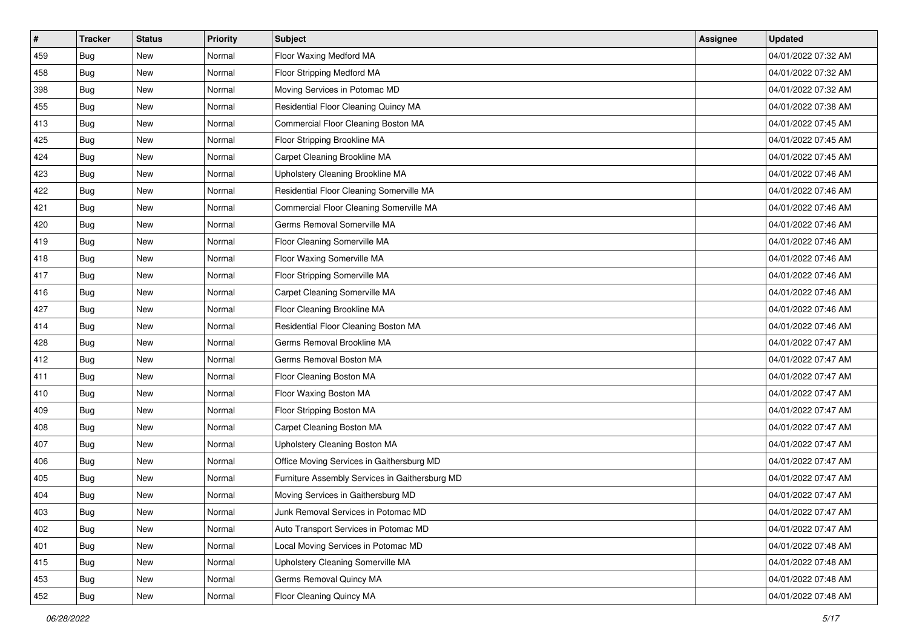| # | Tracker | Status | Priority | Subject | Assignee | Updated |
|---|---|---|---|---|---|---|
| 459 | Bug | New | Normal | Floor Waxing Medford MA | | 04/01/2022 07:32 AM |
| 458 | Bug | New | Normal | Floor Stripping Medford MA | | 04/01/2022 07:32 AM |
| 398 | Bug | New | Normal | Moving Services in Potomac MD | | 04/01/2022 07:32 AM |
| 455 | Bug | New | Normal | Residential Floor Cleaning Quincy MA | | 04/01/2022 07:38 AM |
| 413 | Bug | New | Normal | Commercial Floor Cleaning Boston MA | | 04/01/2022 07:45 AM |
| 425 | Bug | New | Normal | Floor Stripping Brookline MA | | 04/01/2022 07:45 AM |
| 424 | Bug | New | Normal | Carpet Cleaning Brookline MA | | 04/01/2022 07:45 AM |
| 423 | Bug | New | Normal | Upholstery Cleaning Brookline MA | | 04/01/2022 07:46 AM |
| 422 | Bug | New | Normal | Residential Floor Cleaning Somerville MA | | 04/01/2022 07:46 AM |
| 421 | Bug | New | Normal | Commercial Floor Cleaning Somerville MA | | 04/01/2022 07:46 AM |
| 420 | Bug | New | Normal | Germs Removal Somerville MA | | 04/01/2022 07:46 AM |
| 419 | Bug | New | Normal | Floor Cleaning Somerville MA | | 04/01/2022 07:46 AM |
| 418 | Bug | New | Normal | Floor Waxing Somerville MA | | 04/01/2022 07:46 AM |
| 417 | Bug | New | Normal | Floor Stripping Somerville MA | | 04/01/2022 07:46 AM |
| 416 | Bug | New | Normal | Carpet Cleaning Somerville MA | | 04/01/2022 07:46 AM |
| 427 | Bug | New | Normal | Floor Cleaning Brookline MA | | 04/01/2022 07:46 AM |
| 414 | Bug | New | Normal | Residential Floor Cleaning Boston MA | | 04/01/2022 07:46 AM |
| 428 | Bug | New | Normal | Germs Removal Brookline MA | | 04/01/2022 07:47 AM |
| 412 | Bug | New | Normal | Germs Removal Boston MA | | 04/01/2022 07:47 AM |
| 411 | Bug | New | Normal | Floor Cleaning Boston MA | | 04/01/2022 07:47 AM |
| 410 | Bug | New | Normal | Floor Waxing Boston MA | | 04/01/2022 07:47 AM |
| 409 | Bug | New | Normal | Floor Stripping Boston MA | | 04/01/2022 07:47 AM |
| 408 | Bug | New | Normal | Carpet Cleaning Boston MA | | 04/01/2022 07:47 AM |
| 407 | Bug | New | Normal | Upholstery Cleaning Boston MA | | 04/01/2022 07:47 AM |
| 406 | Bug | New | Normal | Office Moving Services in Gaithersburg MD | | 04/01/2022 07:47 AM |
| 405 | Bug | New | Normal | Furniture Assembly Services in Gaithersburg MD | | 04/01/2022 07:47 AM |
| 404 | Bug | New | Normal | Moving Services in Gaithersburg MD | | 04/01/2022 07:47 AM |
| 403 | Bug | New | Normal | Junk Removal Services in Potomac MD | | 04/01/2022 07:47 AM |
| 402 | Bug | New | Normal | Auto Transport Services in Potomac MD | | 04/01/2022 07:47 AM |
| 401 | Bug | New | Normal | Local Moving Services in Potomac MD | | 04/01/2022 07:48 AM |
| 415 | Bug | New | Normal | Upholstery Cleaning Somerville MA | | 04/01/2022 07:48 AM |
| 453 | Bug | New | Normal | Germs Removal Quincy MA | | 04/01/2022 07:48 AM |
| 452 | Bug | New | Normal | Floor Cleaning Quincy MA | | 04/01/2022 07:48 AM |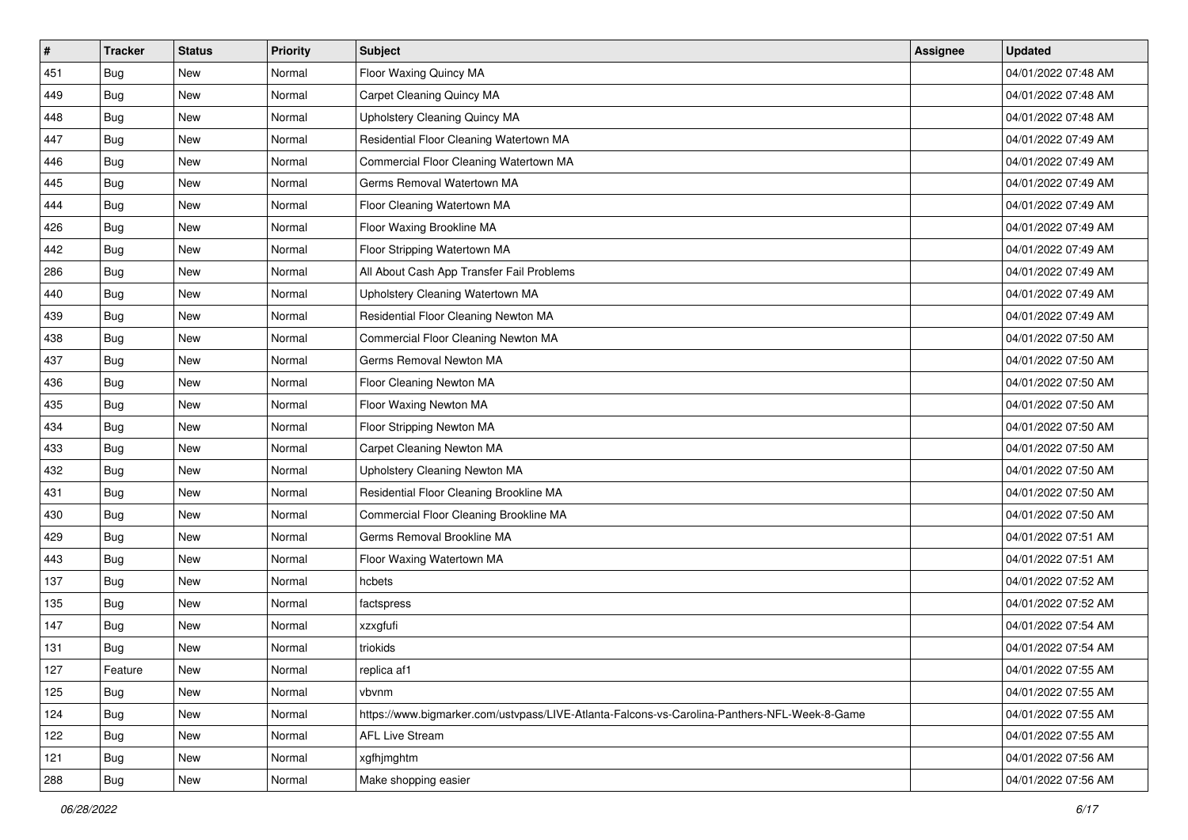| # | Tracker | Status | Priority | Subject | Assignee | Updated |
|---|---|---|---|---|---|---|
| 451 | Bug | New | Normal | Floor Waxing Quincy MA | | 04/01/2022 07:48 AM |
| 449 | Bug | New | Normal | Carpet Cleaning Quincy MA | | 04/01/2022 07:48 AM |
| 448 | Bug | New | Normal | Upholstery Cleaning Quincy MA | | 04/01/2022 07:48 AM |
| 447 | Bug | New | Normal | Residential Floor Cleaning Watertown MA | | 04/01/2022 07:49 AM |
| 446 | Bug | New | Normal | Commercial Floor Cleaning Watertown MA | | 04/01/2022 07:49 AM |
| 445 | Bug | New | Normal | Germs Removal Watertown MA | | 04/01/2022 07:49 AM |
| 444 | Bug | New | Normal | Floor Cleaning Watertown MA | | 04/01/2022 07:49 AM |
| 426 | Bug | New | Normal | Floor Waxing Brookline MA | | 04/01/2022 07:49 AM |
| 442 | Bug | New | Normal | Floor Stripping Watertown MA | | 04/01/2022 07:49 AM |
| 286 | Bug | New | Normal | All About Cash App Transfer Fail Problems | | 04/01/2022 07:49 AM |
| 440 | Bug | New | Normal | Upholstery Cleaning Watertown MA | | 04/01/2022 07:49 AM |
| 439 | Bug | New | Normal | Residential Floor Cleaning Newton MA | | 04/01/2022 07:49 AM |
| 438 | Bug | New | Normal | Commercial Floor Cleaning Newton MA | | 04/01/2022 07:50 AM |
| 437 | Bug | New | Normal | Germs Removal Newton MA | | 04/01/2022 07:50 AM |
| 436 | Bug | New | Normal | Floor Cleaning Newton MA | | 04/01/2022 07:50 AM |
| 435 | Bug | New | Normal | Floor Waxing Newton MA | | 04/01/2022 07:50 AM |
| 434 | Bug | New | Normal | Floor Stripping Newton MA | | 04/01/2022 07:50 AM |
| 433 | Bug | New | Normal | Carpet Cleaning Newton MA | | 04/01/2022 07:50 AM |
| 432 | Bug | New | Normal | Upholstery Cleaning Newton MA | | 04/01/2022 07:50 AM |
| 431 | Bug | New | Normal | Residential Floor Cleaning Brookline MA | | 04/01/2022 07:50 AM |
| 430 | Bug | New | Normal | Commercial Floor Cleaning Brookline MA | | 04/01/2022 07:50 AM |
| 429 | Bug | New | Normal | Germs Removal Brookline MA | | 04/01/2022 07:51 AM |
| 443 | Bug | New | Normal | Floor Waxing Watertown MA | | 04/01/2022 07:51 AM |
| 137 | Bug | New | Normal | hcbets | | 04/01/2022 07:52 AM |
| 135 | Bug | New | Normal | factspress | | 04/01/2022 07:52 AM |
| 147 | Bug | New | Normal | xzxgfufi | | 04/01/2022 07:54 AM |
| 131 | Bug | New | Normal | triokids | | 04/01/2022 07:54 AM |
| 127 | Feature | New | Normal | replica af1 | | 04/01/2022 07:55 AM |
| 125 | Bug | New | Normal | vbvnm | | 04/01/2022 07:55 AM |
| 124 | Bug | New | Normal | https://www.bigmarker.com/ustvpass/LIVE-Atlanta-Falcons-vs-Carolina-Panthers-NFL-Week-8-Game | | 04/01/2022 07:55 AM |
| 122 | Bug | New | Normal | AFL Live Stream | | 04/01/2022 07:55 AM |
| 121 | Bug | New | Normal | xgfhjmghtm | | 04/01/2022 07:56 AM |
| 288 | Bug | New | Normal | Make shopping easier | | 04/01/2022 07:56 AM |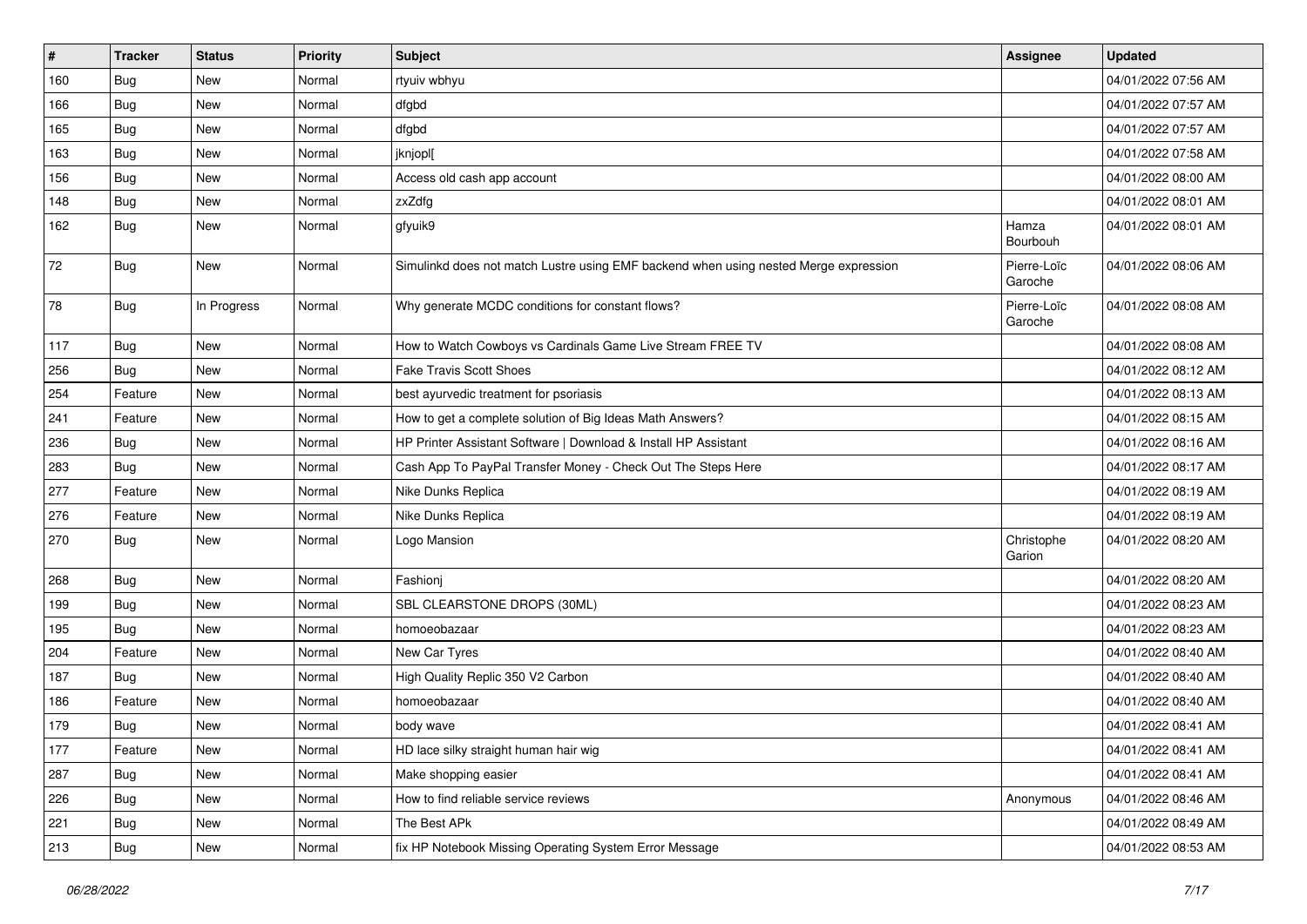| # | Tracker | Status | Priority | Subject | Assignee | Updated |
|---|---|---|---|---|---|---|
| 160 | Bug | New | Normal | rtyuiv wbhyu | | 04/01/2022 07:56 AM |
| 166 | Bug | New | Normal | dfgbd | | 04/01/2022 07:57 AM |
| 165 | Bug | New | Normal | dfgbd | | 04/01/2022 07:57 AM |
| 163 | Bug | New | Normal | jknjopl[ | | 04/01/2022 07:58 AM |
| 156 | Bug | New | Normal | Access old cash app account | | 04/01/2022 08:00 AM |
| 148 | Bug | New | Normal | zxZdfg | | 04/01/2022 08:01 AM |
| 162 | Bug | New | Normal | gfyuik9 | Hamza Bourbouh | 04/01/2022 08:01 AM |
| 72 | Bug | New | Normal | Simulinkd does not match Lustre using EMF backend when using nested Merge expression | Pierre-Loïc Garoche | 04/01/2022 08:06 AM |
| 78 | Bug | In Progress | Normal | Why generate MCDC conditions for constant flows? | Pierre-Loïc Garoche | 04/01/2022 08:08 AM |
| 117 | Bug | New | Normal | How to Watch Cowboys vs Cardinals Game Live Stream FREE TV | | 04/01/2022 08:08 AM |
| 256 | Bug | New | Normal | Fake Travis Scott Shoes | | 04/01/2022 08:12 AM |
| 254 | Feature | New | Normal | best ayurvedic treatment for psoriasis | | 04/01/2022 08:13 AM |
| 241 | Feature | New | Normal | How to get a complete solution of Big Ideas Math Answers? | | 04/01/2022 08:15 AM |
| 236 | Bug | New | Normal | HP Printer Assistant Software \| Download & Install HP Assistant | | 04/01/2022 08:16 AM |
| 283 | Bug | New | Normal | Cash App To PayPal Transfer Money - Check Out The Steps Here | | 04/01/2022 08:17 AM |
| 277 | Feature | New | Normal | Nike Dunks Replica | | 04/01/2022 08:19 AM |
| 276 | Feature | New | Normal | Nike Dunks Replica | | 04/01/2022 08:19 AM |
| 270 | Bug | New | Normal | Logo Mansion | Christophe Garion | 04/01/2022 08:20 AM |
| 268 | Bug | New | Normal | Fashionj | | 04/01/2022 08:20 AM |
| 199 | Bug | New | Normal | SBL CLEARSTONE DROPS (30ML) | | 04/01/2022 08:23 AM |
| 195 | Bug | New | Normal | homoeobazaar | | 04/01/2022 08:23 AM |
| 204 | Feature | New | Normal | New Car Tyres | | 04/01/2022 08:40 AM |
| 187 | Bug | New | Normal | High Quality Replic 350 V2 Carbon | | 04/01/2022 08:40 AM |
| 186 | Feature | New | Normal | homoeobazaar | | 04/01/2022 08:40 AM |
| 179 | Bug | New | Normal | body wave | | 04/01/2022 08:41 AM |
| 177 | Feature | New | Normal | HD lace silky straight human hair wig | | 04/01/2022 08:41 AM |
| 287 | Bug | New | Normal | Make shopping easier | | 04/01/2022 08:41 AM |
| 226 | Bug | New | Normal | How to find reliable service reviews | Anonymous | 04/01/2022 08:46 AM |
| 221 | Bug | New | Normal | The Best APk | | 04/01/2022 08:49 AM |
| 213 | Bug | New | Normal | fix HP Notebook Missing Operating System Error Message | | 04/01/2022 08:53 AM |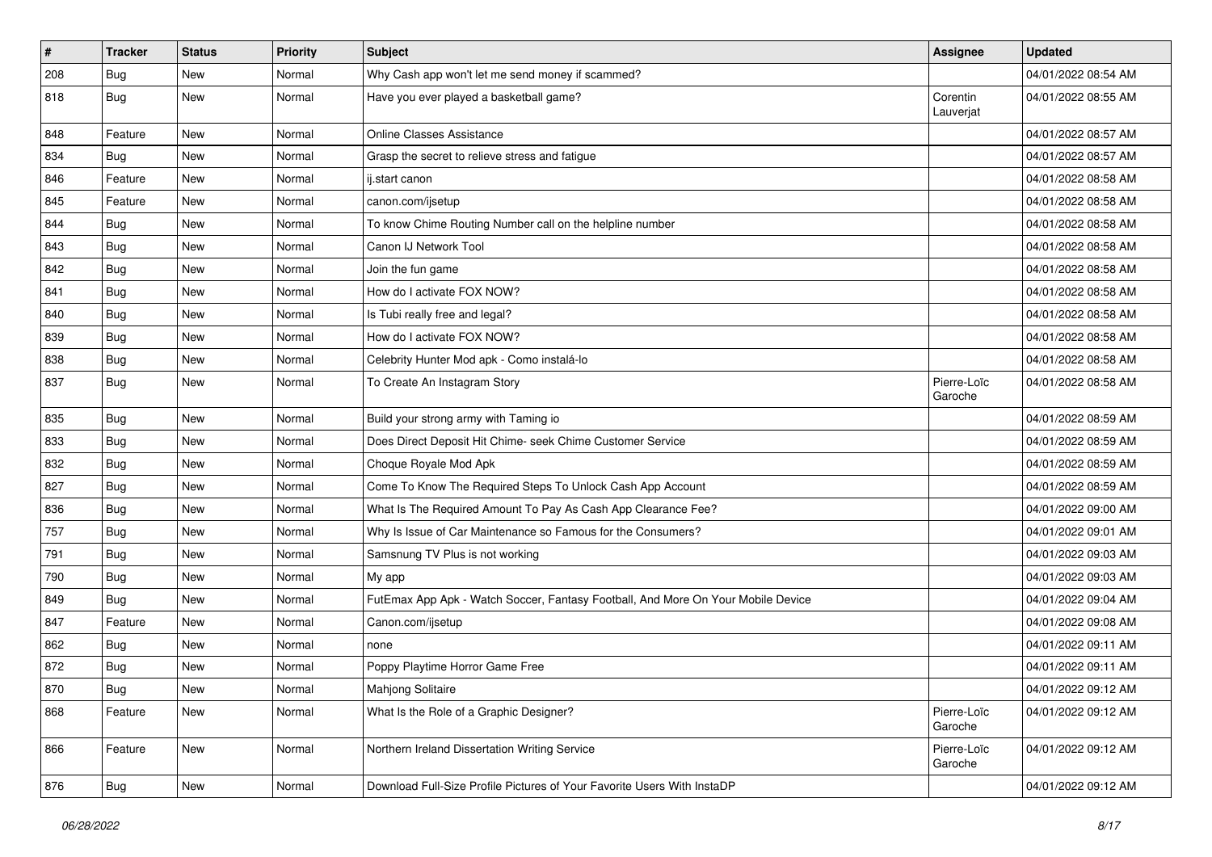| # | Tracker | Status | Priority | Subject | Assignee | Updated |
|---|---|---|---|---|---|---|
| 208 | Bug | New | Normal | Why Cash app won't let me send money if scammed? | | 04/01/2022 08:54 AM |
| 818 | Bug | New | Normal | Have you ever played a basketball game? | Corentin Lauverjat | 04/01/2022 08:55 AM |
| 848 | Feature | New | Normal | Online Classes Assistance | | 04/01/2022 08:57 AM |
| 834 | Bug | New | Normal | Grasp the secret to relieve stress and fatigue | | 04/01/2022 08:57 AM |
| 846 | Feature | New | Normal | ij.start canon | | 04/01/2022 08:58 AM |
| 845 | Feature | New | Normal | canon.com/ijsetup | | 04/01/2022 08:58 AM |
| 844 | Bug | New | Normal | To know Chime Routing Number call on the helpline number | | 04/01/2022 08:58 AM |
| 843 | Bug | New | Normal | Canon IJ Network Tool | | 04/01/2022 08:58 AM |
| 842 | Bug | New | Normal | Join the fun game | | 04/01/2022 08:58 AM |
| 841 | Bug | New | Normal | How do I activate FOX NOW? | | 04/01/2022 08:58 AM |
| 840 | Bug | New | Normal | Is Tubi really free and legal? | | 04/01/2022 08:58 AM |
| 839 | Bug | New | Normal | How do I activate FOX NOW? | | 04/01/2022 08:58 AM |
| 838 | Bug | New | Normal | Celebrity Hunter Mod apk - Como instalá-lo | | 04/01/2022 08:58 AM |
| 837 | Bug | New | Normal | To Create An Instagram Story | Pierre-Loïc Garoche | 04/01/2022 08:58 AM |
| 835 | Bug | New | Normal | Build your strong army with Taming io | | 04/01/2022 08:59 AM |
| 833 | Bug | New | Normal | Does Direct Deposit Hit Chime- seek Chime Customer Service | | 04/01/2022 08:59 AM |
| 832 | Bug | New | Normal | Choque Royale Mod Apk | | 04/01/2022 08:59 AM |
| 827 | Bug | New | Normal | Come To Know The Required Steps To Unlock Cash App Account | | 04/01/2022 08:59 AM |
| 836 | Bug | New | Normal | What Is The Required Amount To Pay As Cash App Clearance Fee? | | 04/01/2022 09:00 AM |
| 757 | Bug | New | Normal | Why Is Issue of Car Maintenance so Famous for the Consumers? | | 04/01/2022 09:01 AM |
| 791 | Bug | New | Normal | Samsnung TV Plus is not working | | 04/01/2022 09:03 AM |
| 790 | Bug | New | Normal | My app | | 04/01/2022 09:03 AM |
| 849 | Bug | New | Normal | FutEmax App Apk - Watch Soccer, Fantasy Football, And More On Your Mobile Device | | 04/01/2022 09:04 AM |
| 847 | Feature | New | Normal | Canon.com/ijsetup | | 04/01/2022 09:08 AM |
| 862 | Bug | New | Normal | none | | 04/01/2022 09:11 AM |
| 872 | Bug | New | Normal | Poppy Playtime Horror Game Free | | 04/01/2022 09:11 AM |
| 870 | Bug | New | Normal | Mahjong Solitaire | | 04/01/2022 09:12 AM |
| 868 | Feature | New | Normal | What Is the Role of a Graphic Designer? | Pierre-Loïc Garoche | 04/01/2022 09:12 AM |
| 866 | Feature | New | Normal | Northern Ireland Dissertation Writing Service | Pierre-Loïc Garoche | 04/01/2022 09:12 AM |
| 876 | Bug | New | Normal | Download Full-Size Profile Pictures of Your Favorite Users With InstaDP | | 04/01/2022 09:12 AM |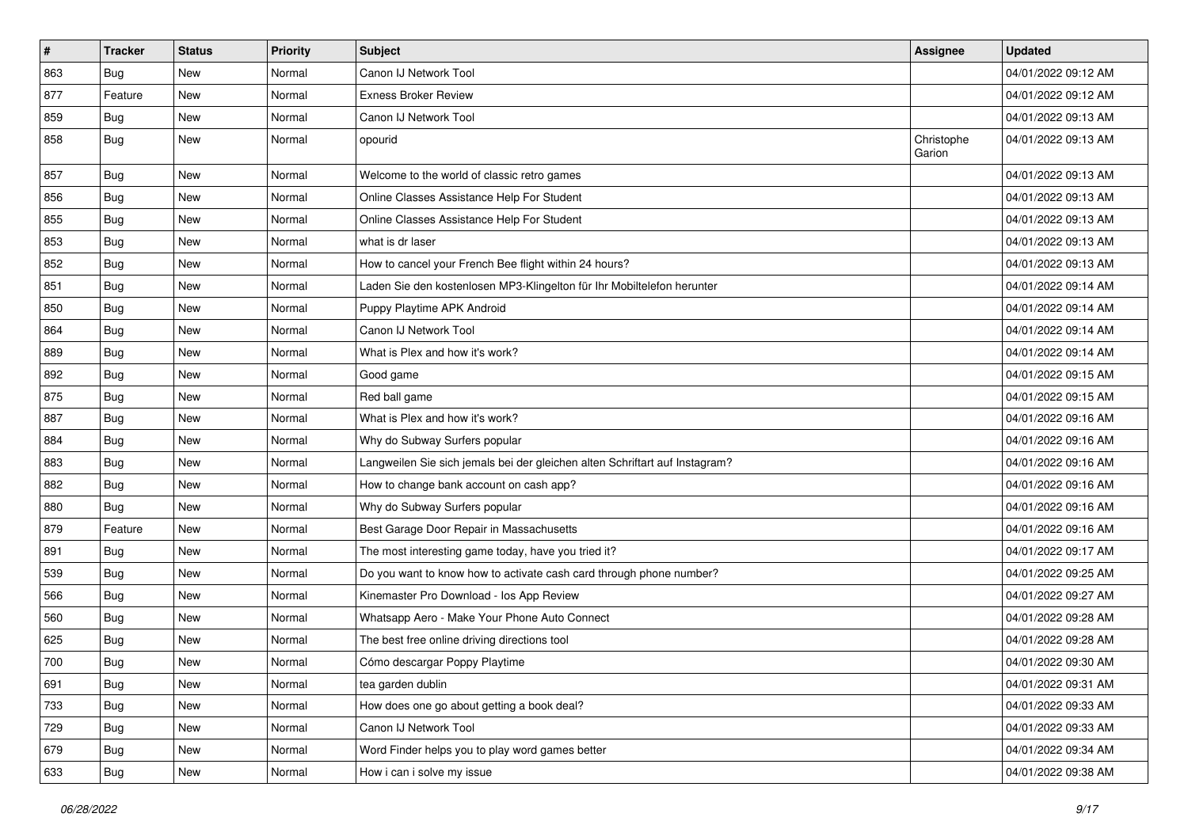| # | Tracker | Status | Priority | Subject | Assignee | Updated |
|---|---|---|---|---|---|---|
| 863 | Bug | New | Normal | Canon IJ Network Tool | | 04/01/2022 09:12 AM |
| 877 | Feature | New | Normal | Exness Broker Review | | 04/01/2022 09:12 AM |
| 859 | Bug | New | Normal | Canon IJ Network Tool | | 04/01/2022 09:13 AM |
| 858 | Bug | New | Normal | opourid | Christophe Garion | 04/01/2022 09:13 AM |
| 857 | Bug | New | Normal | Welcome to the world of classic retro games | | 04/01/2022 09:13 AM |
| 856 | Bug | New | Normal | Online Classes Assistance Help For Student | | 04/01/2022 09:13 AM |
| 855 | Bug | New | Normal | Online Classes Assistance Help For Student | | 04/01/2022 09:13 AM |
| 853 | Bug | New | Normal | what is dr laser | | 04/01/2022 09:13 AM |
| 852 | Bug | New | Normal | How to cancel your French Bee flight within 24 hours? | | 04/01/2022 09:13 AM |
| 851 | Bug | New | Normal | Laden Sie den kostenlosen MP3-Klingelton für Ihr Mobiltelefon herunter | | 04/01/2022 09:14 AM |
| 850 | Bug | New | Normal | Puppy Playtime APK Android | | 04/01/2022 09:14 AM |
| 864 | Bug | New | Normal | Canon IJ Network Tool | | 04/01/2022 09:14 AM |
| 889 | Bug | New | Normal | What is Plex and how it's work? | | 04/01/2022 09:14 AM |
| 892 | Bug | New | Normal | Good game | | 04/01/2022 09:15 AM |
| 875 | Bug | New | Normal | Red ball game | | 04/01/2022 09:15 AM |
| 887 | Bug | New | Normal | What is Plex and how it's work? | | 04/01/2022 09:16 AM |
| 884 | Bug | New | Normal | Why do Subway Surfers popular | | 04/01/2022 09:16 AM |
| 883 | Bug | New | Normal | Langweilen Sie sich jemals bei der gleichen alten Schriftart auf Instagram? | | 04/01/2022 09:16 AM |
| 882 | Bug | New | Normal | How to change bank account on cash app? | | 04/01/2022 09:16 AM |
| 880 | Bug | New | Normal | Why do Subway Surfers popular | | 04/01/2022 09:16 AM |
| 879 | Feature | New | Normal | Best Garage Door Repair in Massachusetts | | 04/01/2022 09:16 AM |
| 891 | Bug | New | Normal | The most interesting game today, have you tried it? | | 04/01/2022 09:17 AM |
| 539 | Bug | New | Normal | Do you want to know how to activate cash card through phone number? | | 04/01/2022 09:25 AM |
| 566 | Bug | New | Normal | Kinemaster Pro Download - Ios App Review | | 04/01/2022 09:27 AM |
| 560 | Bug | New | Normal | Whatsapp Aero - Make Your Phone Auto Connect | | 04/01/2022 09:28 AM |
| 625 | Bug | New | Normal | The best free online driving directions tool | | 04/01/2022 09:28 AM |
| 700 | Bug | New | Normal | Cómo descargar Poppy Playtime | | 04/01/2022 09:30 AM |
| 691 | Bug | New | Normal | tea garden dublin | | 04/01/2022 09:31 AM |
| 733 | Bug | New | Normal | How does one go about getting a book deal? | | 04/01/2022 09:33 AM |
| 729 | Bug | New | Normal | Canon IJ Network Tool | | 04/01/2022 09:33 AM |
| 679 | Bug | New | Normal | Word Finder helps you to play word games better | | 04/01/2022 09:34 AM |
| 633 | Bug | New | Normal | How i can i solve my issue | | 04/01/2022 09:38 AM |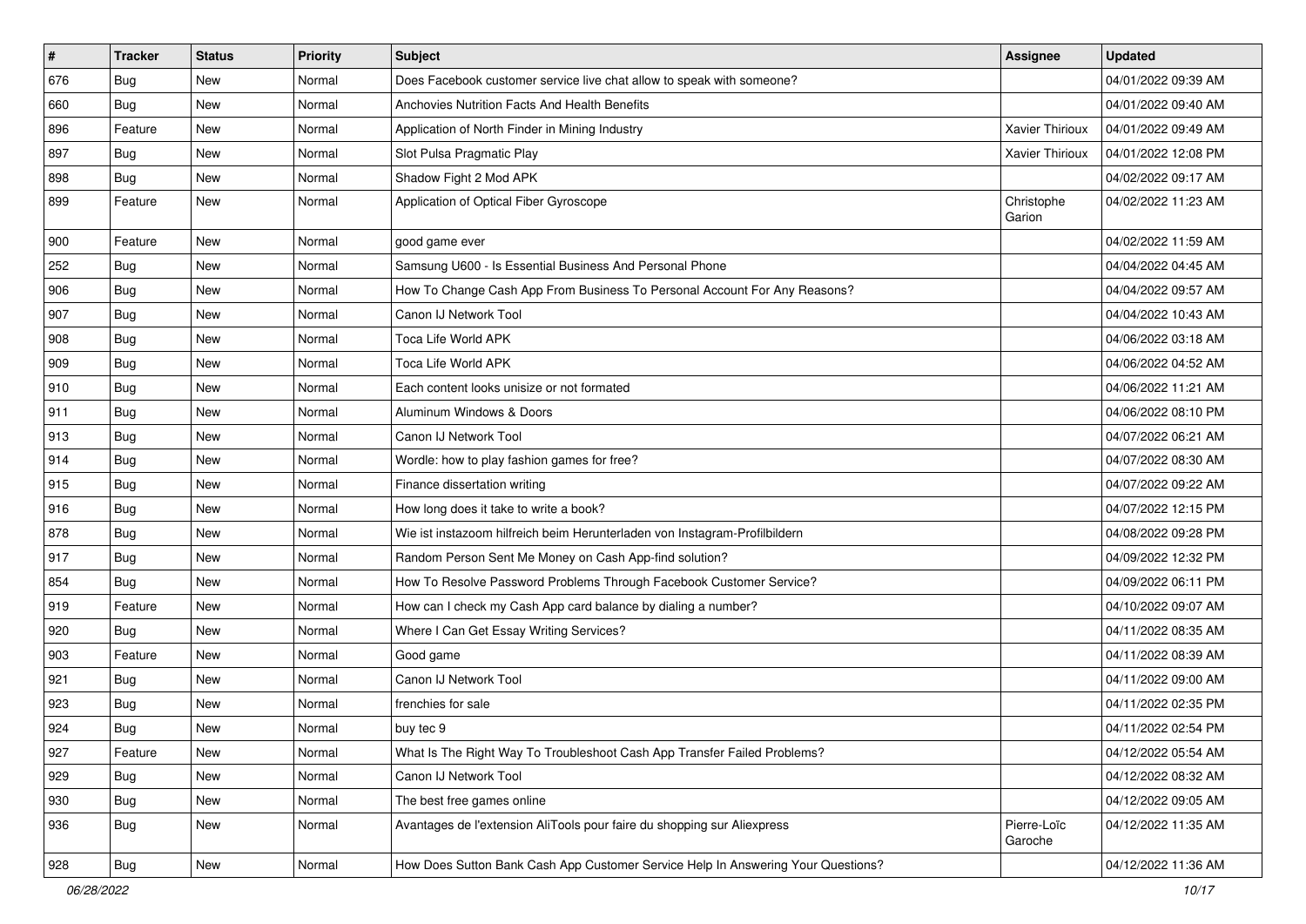| # | Tracker | Status | Priority | Subject | Assignee | Updated |
|---|---|---|---|---|---|---|
| 676 | Bug | New | Normal | Does Facebook customer service live chat allow to speak with someone? | | 04/01/2022 09:39 AM |
| 660 | Bug | New | Normal | Anchovies Nutrition Facts And Health Benefits | | 04/01/2022 09:40 AM |
| 896 | Feature | New | Normal | Application of North Finder in Mining Industry | Xavier Thirioux | 04/01/2022 09:49 AM |
| 897 | Bug | New | Normal | Slot Pulsa Pragmatic Play | Xavier Thirioux | 04/01/2022 12:08 PM |
| 898 | Bug | New | Normal | Shadow Fight 2 Mod APK | | 04/02/2022 09:17 AM |
| 899 | Feature | New | Normal | Application of Optical Fiber Gyroscope | Christophe Garion | 04/02/2022 11:23 AM |
| 900 | Feature | New | Normal | good game ever | | 04/02/2022 11:59 AM |
| 252 | Bug | New | Normal | Samsung U600 - Is Essential Business And Personal Phone | | 04/04/2022 04:45 AM |
| 906 | Bug | New | Normal | How To Change Cash App From Business To Personal Account For Any Reasons? | | 04/04/2022 09:57 AM |
| 907 | Bug | New | Normal | Canon IJ Network Tool | | 04/04/2022 10:43 AM |
| 908 | Bug | New | Normal | Toca Life World APK | | 04/06/2022 03:18 AM |
| 909 | Bug | New | Normal | Toca Life World APK | | 04/06/2022 04:52 AM |
| 910 | Bug | New | Normal | Each content looks unisize or not formated | | 04/06/2022 11:21 AM |
| 911 | Bug | New | Normal | Aluminum Windows & Doors | | 04/06/2022 08:10 PM |
| 913 | Bug | New | Normal | Canon IJ Network Tool | | 04/07/2022 06:21 AM |
| 914 | Bug | New | Normal | Wordle: how to play fashion games for free? | | 04/07/2022 08:30 AM |
| 915 | Bug | New | Normal | Finance dissertation writing | | 04/07/2022 09:22 AM |
| 916 | Bug | New | Normal | How long does it take to write a book? | | 04/07/2022 12:15 PM |
| 878 | Bug | New | Normal | Wie ist instazoom hilfreich beim Herunterladen von Instagram-Profilbildern | | 04/08/2022 09:28 PM |
| 917 | Bug | New | Normal | Random Person Sent Me Money on Cash App-find solution? | | 04/09/2022 12:32 PM |
| 854 | Bug | New | Normal | How To Resolve Password Problems Through Facebook Customer Service? | | 04/09/2022 06:11 PM |
| 919 | Feature | New | Normal | How can I check my Cash App card balance by dialing a number? | | 04/10/2022 09:07 AM |
| 920 | Bug | New | Normal | Where I Can Get Essay Writing Services? | | 04/11/2022 08:35 AM |
| 903 | Feature | New | Normal | Good game | | 04/11/2022 08:39 AM |
| 921 | Bug | New | Normal | Canon IJ Network Tool | | 04/11/2022 09:00 AM |
| 923 | Bug | New | Normal | frenchies for sale | | 04/11/2022 02:35 PM |
| 924 | Bug | New | Normal | buy tec 9 | | 04/11/2022 02:54 PM |
| 927 | Feature | New | Normal | What Is The Right Way To Troubleshoot Cash App Transfer Failed Problems? | | 04/12/2022 05:54 AM |
| 929 | Bug | New | Normal | Canon IJ Network Tool | | 04/12/2022 08:32 AM |
| 930 | Bug | New | Normal | The best free games online | | 04/12/2022 09:05 AM |
| 936 | Bug | New | Normal | Avantages de l'extension AliTools pour faire du shopping sur Aliexpress | Pierre-Loïc Garoche | 04/12/2022 11:35 AM |
| 928 | Bug | New | Normal | How Does Sutton Bank Cash App Customer Service Help In Answering Your Questions? | | 04/12/2022 11:36 AM |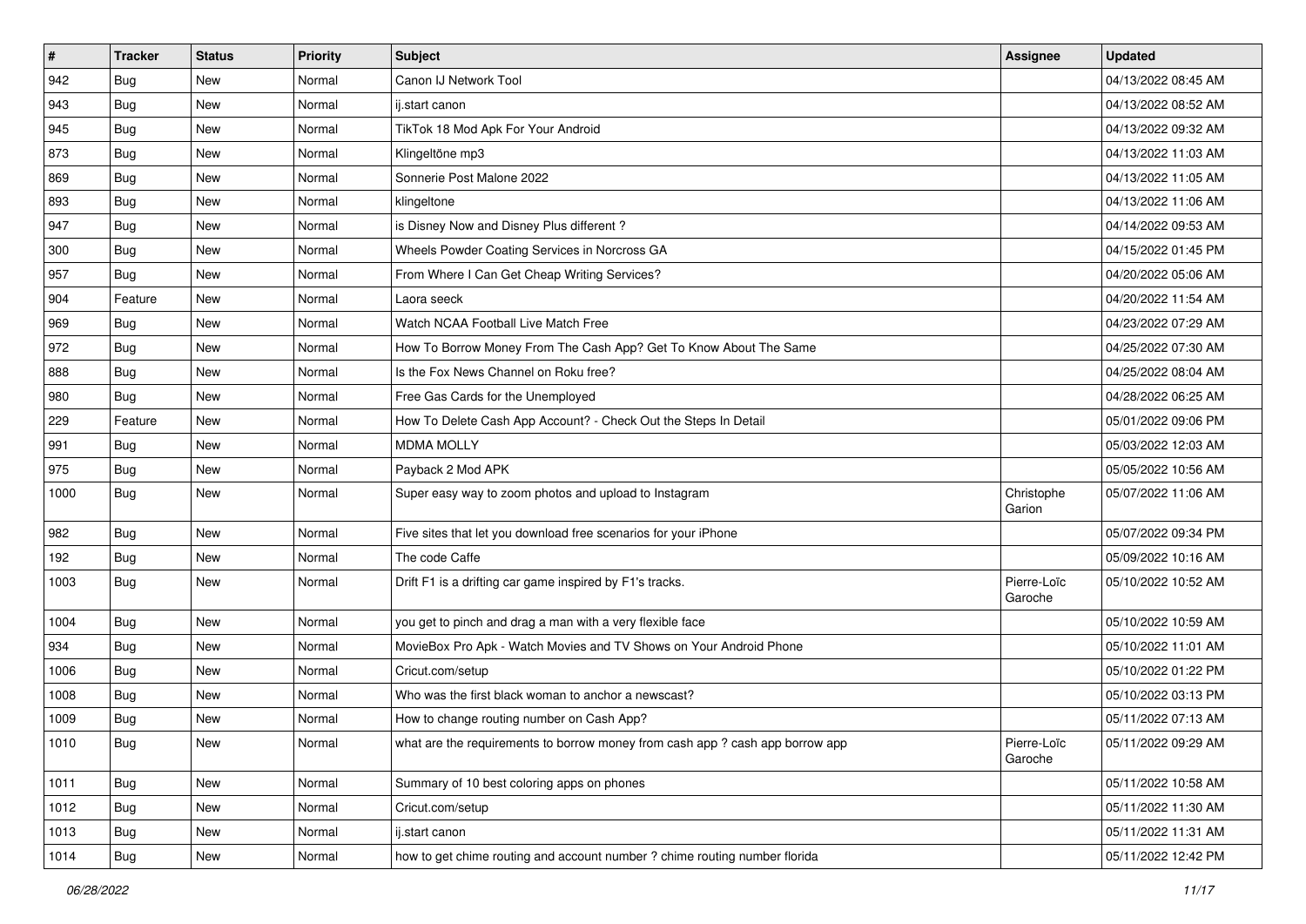| # | Tracker | Status | Priority | Subject | Assignee | Updated |
|---|---|---|---|---|---|---|
| 942 | Bug | New | Normal | Canon IJ Network Tool | | 04/13/2022 08:45 AM |
| 943 | Bug | New | Normal | ij.start canon | | 04/13/2022 08:52 AM |
| 945 | Bug | New | Normal | TikTok 18 Mod Apk For Your Android | | 04/13/2022 09:32 AM |
| 873 | Bug | New | Normal | Klingeltöne mp3 | | 04/13/2022 11:03 AM |
| 869 | Bug | New | Normal | Sonnerie Post Malone 2022 | | 04/13/2022 11:05 AM |
| 893 | Bug | New | Normal | klingeltone | | 04/13/2022 11:06 AM |
| 947 | Bug | New | Normal | is Disney Now and Disney Plus different ? | | 04/14/2022 09:53 AM |
| 300 | Bug | New | Normal | Wheels Powder Coating Services in Norcross GA | | 04/15/2022 01:45 PM |
| 957 | Bug | New | Normal | From Where I Can Get Cheap Writing Services? | | 04/20/2022 05:06 AM |
| 904 | Feature | New | Normal | Laora seeck | | 04/20/2022 11:54 AM |
| 969 | Bug | New | Normal | Watch NCAA Football Live Match Free | | 04/23/2022 07:29 AM |
| 972 | Bug | New | Normal | How To Borrow Money From The Cash App? Get To Know About The Same | | 04/25/2022 07:30 AM |
| 888 | Bug | New | Normal | Is the Fox News Channel on Roku free? | | 04/25/2022 08:04 AM |
| 980 | Bug | New | Normal | Free Gas Cards for the Unemployed | | 04/28/2022 06:25 AM |
| 229 | Feature | New | Normal | How To Delete Cash App Account? - Check Out the Steps In Detail | | 05/01/2022 09:06 PM |
| 991 | Bug | New | Normal | MDMA MOLLY | | 05/03/2022 12:03 AM |
| 975 | Bug | New | Normal | Payback 2 Mod APK | | 05/05/2022 10:56 AM |
| 1000 | Bug | New | Normal | Super easy way to zoom photos and upload to Instagram | Christophe Garion | 05/07/2022 11:06 AM |
| 982 | Bug | New | Normal | Five sites that let you download free scenarios for your iPhone | | 05/07/2022 09:34 PM |
| 192 | Bug | New | Normal | The code Caffe | | 05/09/2022 10:16 AM |
| 1003 | Bug | New | Normal | Drift F1 is a drifting car game inspired by F1's tracks. | Pierre-Loïc Garoche | 05/10/2022 10:52 AM |
| 1004 | Bug | New | Normal | you get to pinch and drag a man with a very flexible face | | 05/10/2022 10:59 AM |
| 934 | Bug | New | Normal | MovieBox Pro Apk - Watch Movies and TV Shows on Your Android Phone | | 05/10/2022 11:01 AM |
| 1006 | Bug | New | Normal | Cricut.com/setup | | 05/10/2022 01:22 PM |
| 1008 | Bug | New | Normal | Who was the first black woman to anchor a newscast? | | 05/10/2022 03:13 PM |
| 1009 | Bug | New | Normal | How to change routing number on Cash App? | | 05/11/2022 07:13 AM |
| 1010 | Bug | New | Normal | what are the requirements to borrow money from cash app ? cash app borrow app | Pierre-Loïc Garoche | 05/11/2022 09:29 AM |
| 1011 | Bug | New | Normal | Summary of 10 best coloring apps on phones | | 05/11/2022 10:58 AM |
| 1012 | Bug | New | Normal | Cricut.com/setup | | 05/11/2022 11:30 AM |
| 1013 | Bug | New | Normal | ij.start canon | | 05/11/2022 11:31 AM |
| 1014 | Bug | New | Normal | how to get chime routing and account number ? chime routing number florida | | 05/11/2022 12:42 PM |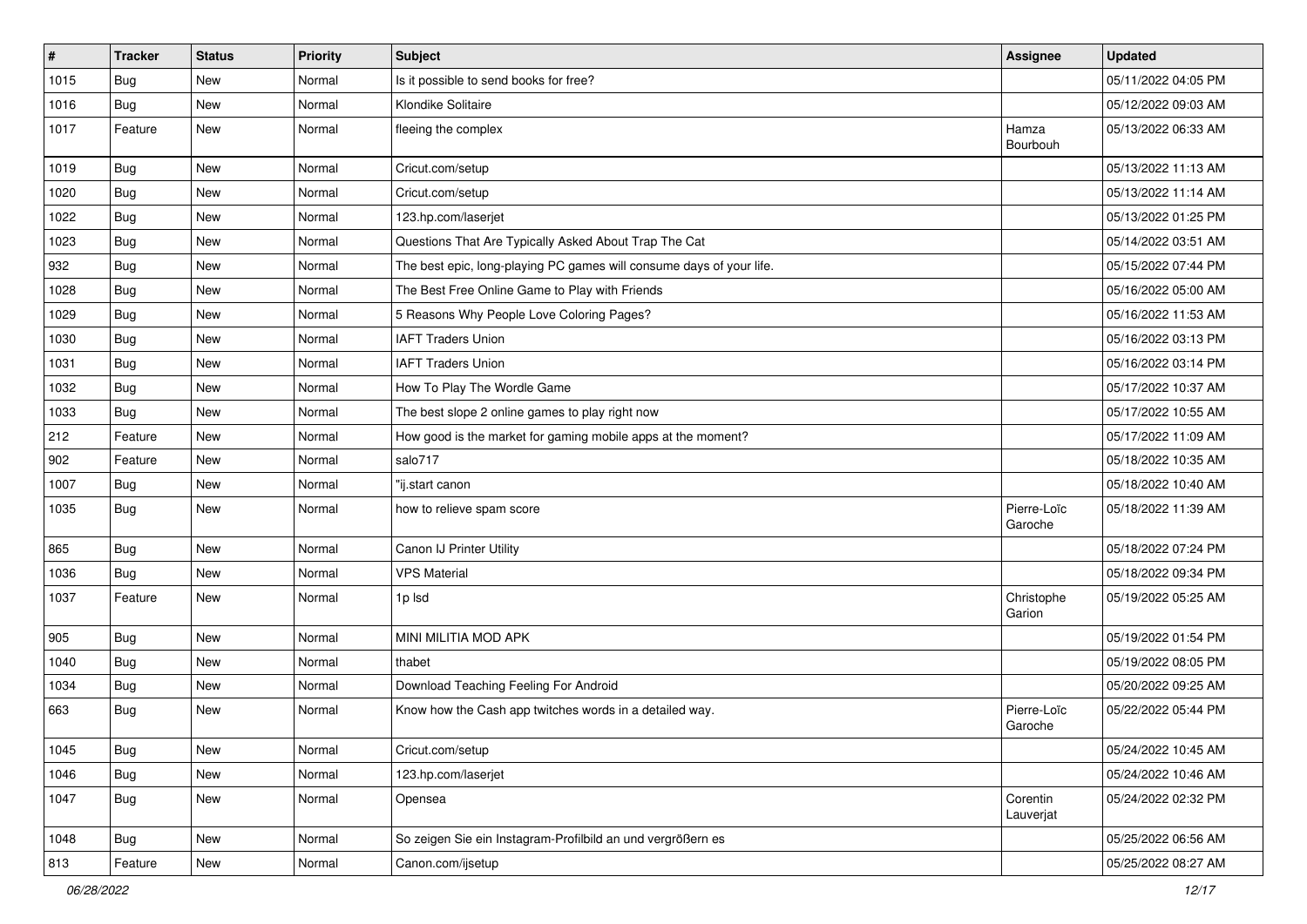| # | Tracker | Status | Priority | Subject | Assignee | Updated |
|---|---|---|---|---|---|---|
| 1015 | Bug | New | Normal | Is it possible to send books for free? | | 05/11/2022 04:05 PM |
| 1016 | Bug | New | Normal | Klondike Solitaire | | 05/12/2022 09:03 AM |
| 1017 | Feature | New | Normal | fleeing the complex | Hamza Bourbouh | 05/13/2022 06:33 AM |
| 1019 | Bug | New | Normal | Cricut.com/setup | | 05/13/2022 11:13 AM |
| 1020 | Bug | New | Normal | Cricut.com/setup | | 05/13/2022 11:14 AM |
| 1022 | Bug | New | Normal | 123.hp.com/laserjet | | 05/13/2022 01:25 PM |
| 1023 | Bug | New | Normal | Questions That Are Typically Asked About Trap The Cat | | 05/14/2022 03:51 AM |
| 932 | Bug | New | Normal | The best epic, long-playing PC games will consume days of your life. | | 05/15/2022 07:44 PM |
| 1028 | Bug | New | Normal | The Best Free Online Game to Play with Friends | | 05/16/2022 05:00 AM |
| 1029 | Bug | New | Normal | 5 Reasons Why People Love Coloring Pages? | | 05/16/2022 11:53 AM |
| 1030 | Bug | New | Normal | IAFT Traders Union | | 05/16/2022 03:13 PM |
| 1031 | Bug | New | Normal | IAFT Traders Union | | 05/16/2022 03:14 PM |
| 1032 | Bug | New | Normal | How To Play The Wordle Game | | 05/17/2022 10:37 AM |
| 1033 | Bug | New | Normal | The best slope 2 online games to play right now | | 05/17/2022 10:55 AM |
| 212 | Feature | New | Normal | How good is the market for gaming mobile apps at the moment? | | 05/17/2022 11:09 AM |
| 902 | Feature | New | Normal | salo717 | | 05/18/2022 10:35 AM |
| 1007 | Bug | New | Normal | "ij.start canon | | 05/18/2022 10:40 AM |
| 1035 | Bug | New | Normal | how to relieve spam score | Pierre-Loïc Garoche | 05/18/2022 11:39 AM |
| 865 | Bug | New | Normal | Canon IJ Printer Utility | | 05/18/2022 07:24 PM |
| 1036 | Bug | New | Normal | VPS Material | | 05/18/2022 09:34 PM |
| 1037 | Feature | New | Normal | 1p lsd | Christophe Garion | 05/19/2022 05:25 AM |
| 905 | Bug | New | Normal | MINI MILITIA MOD APK | | 05/19/2022 01:54 PM |
| 1040 | Bug | New | Normal | thabet | | 05/19/2022 08:05 PM |
| 1034 | Bug | New | Normal | Download Teaching Feeling For Android | | 05/20/2022 09:25 AM |
| 663 | Bug | New | Normal | Know how the Cash app twitches words in a detailed way. | Pierre-Loïc Garoche | 05/22/2022 05:44 PM |
| 1045 | Bug | New | Normal | Cricut.com/setup | | 05/24/2022 10:45 AM |
| 1046 | Bug | New | Normal | 123.hp.com/laserjet | | 05/24/2022 10:46 AM |
| 1047 | Bug | New | Normal | Opensea | Corentin Lauverjat | 05/24/2022 02:32 PM |
| 1048 | Bug | New | Normal | So zeigen Sie ein Instagram-Profilbild an und vergrößern es | | 05/25/2022 06:56 AM |
| 813 | Feature | New | Normal | Canon.com/ijsetup | | 05/25/2022 08:27 AM |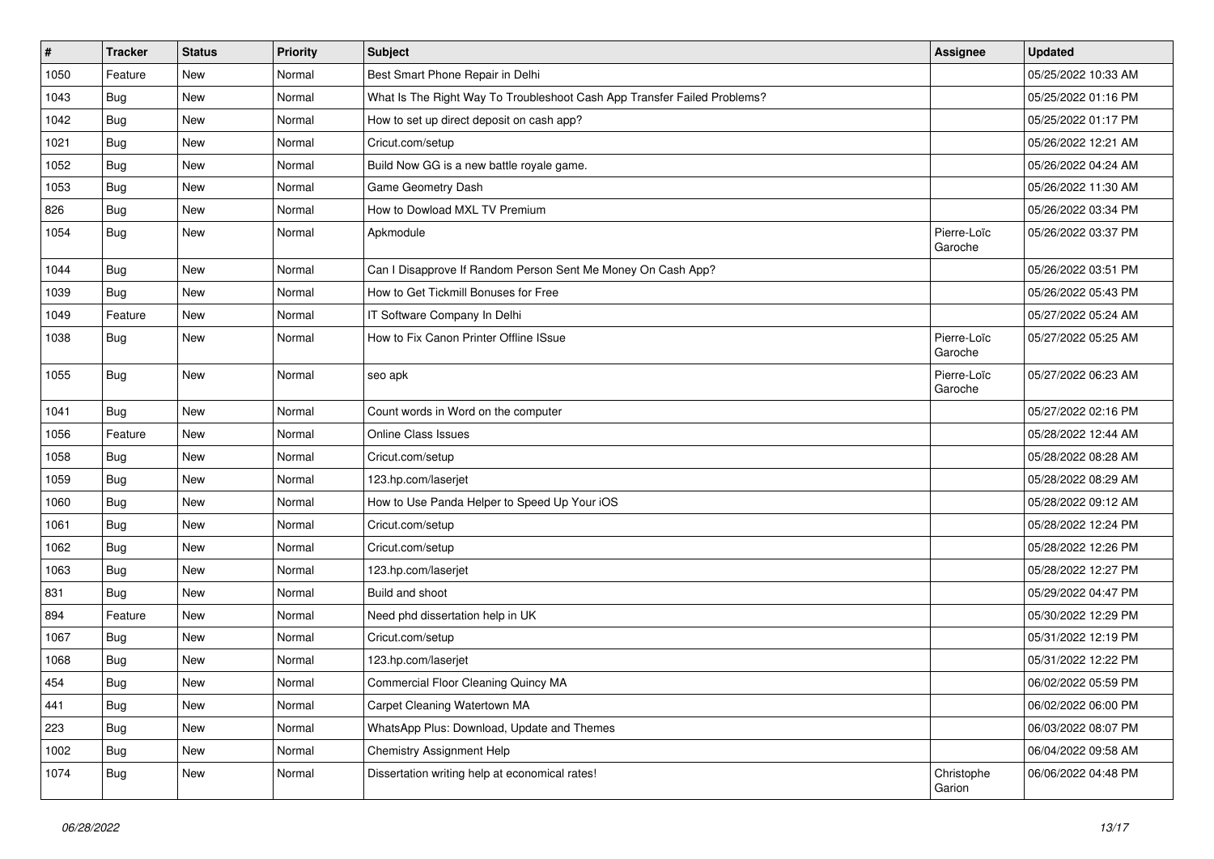| # | Tracker | Status | Priority | Subject | Assignee | Updated |
|---|---|---|---|---|---|---|
| 1050 | Feature | New | Normal | Best Smart Phone Repair in Delhi | | 05/25/2022 10:33 AM |
| 1043 | Bug | New | Normal | What Is The Right Way To Troubleshoot Cash App Transfer Failed Problems? | | 05/25/2022 01:16 PM |
| 1042 | Bug | New | Normal | How to set up direct deposit on cash app? | | 05/25/2022 01:17 PM |
| 1021 | Bug | New | Normal | Cricut.com/setup | | 05/26/2022 12:21 AM |
| 1052 | Bug | New | Normal | Build Now GG is a new battle royale game. | | 05/26/2022 04:24 AM |
| 1053 | Bug | New | Normal | Game Geometry Dash | | 05/26/2022 11:30 AM |
| 826 | Bug | New | Normal | How to Dowload MXL TV Premium | | 05/26/2022 03:34 PM |
| 1054 | Bug | New | Normal | Apkmodule | Pierre-Loïc Garoche | 05/26/2022 03:37 PM |
| 1044 | Bug | New | Normal | Can I Disapprove If Random Person Sent Me Money On Cash App? | | 05/26/2022 03:51 PM |
| 1039 | Bug | New | Normal | How to Get Tickmill Bonuses for Free | | 05/26/2022 05:43 PM |
| 1049 | Feature | New | Normal | IT Software Company In Delhi | | 05/27/2022 05:24 AM |
| 1038 | Bug | New | Normal | How to Fix Canon Printer Offline ISsue | Pierre-Loïc Garoche | 05/27/2022 05:25 AM |
| 1055 | Bug | New | Normal | seo apk | Pierre-Loïc Garoche | 05/27/2022 06:23 AM |
| 1041 | Bug | New | Normal | Count words in Word on the computer | | 05/27/2022 02:16 PM |
| 1056 | Feature | New | Normal | Online Class Issues | | 05/28/2022 12:44 AM |
| 1058 | Bug | New | Normal | Cricut.com/setup | | 05/28/2022 08:28 AM |
| 1059 | Bug | New | Normal | 123.hp.com/laserjet | | 05/28/2022 08:29 AM |
| 1060 | Bug | New | Normal | How to Use Panda Helper to Speed Up Your iOS | | 05/28/2022 09:12 AM |
| 1061 | Bug | New | Normal | Cricut.com/setup | | 05/28/2022 12:24 PM |
| 1062 | Bug | New | Normal | Cricut.com/setup | | 05/28/2022 12:26 PM |
| 1063 | Bug | New | Normal | 123.hp.com/laserjet | | 05/28/2022 12:27 PM |
| 831 | Bug | New | Normal | Build and shoot | | 05/29/2022 04:47 PM |
| 894 | Feature | New | Normal | Need phd dissertation help in UK | | 05/30/2022 12:29 PM |
| 1067 | Bug | New | Normal | Cricut.com/setup | | 05/31/2022 12:19 PM |
| 1068 | Bug | New | Normal | 123.hp.com/laserjet | | 05/31/2022 12:22 PM |
| 454 | Bug | New | Normal | Commercial Floor Cleaning Quincy MA | | 06/02/2022 05:59 PM |
| 441 | Bug | New | Normal | Carpet Cleaning Watertown MA | | 06/02/2022 06:00 PM |
| 223 | Bug | New | Normal | WhatsApp Plus: Download, Update and Themes | | 06/03/2022 08:07 PM |
| 1002 | Bug | New | Normal | Chemistry Assignment Help | | 06/04/2022 09:58 AM |
| 1074 | Bug | New | Normal | Dissertation writing help at economical rates! | Christophe Garion | 06/06/2022 04:48 PM |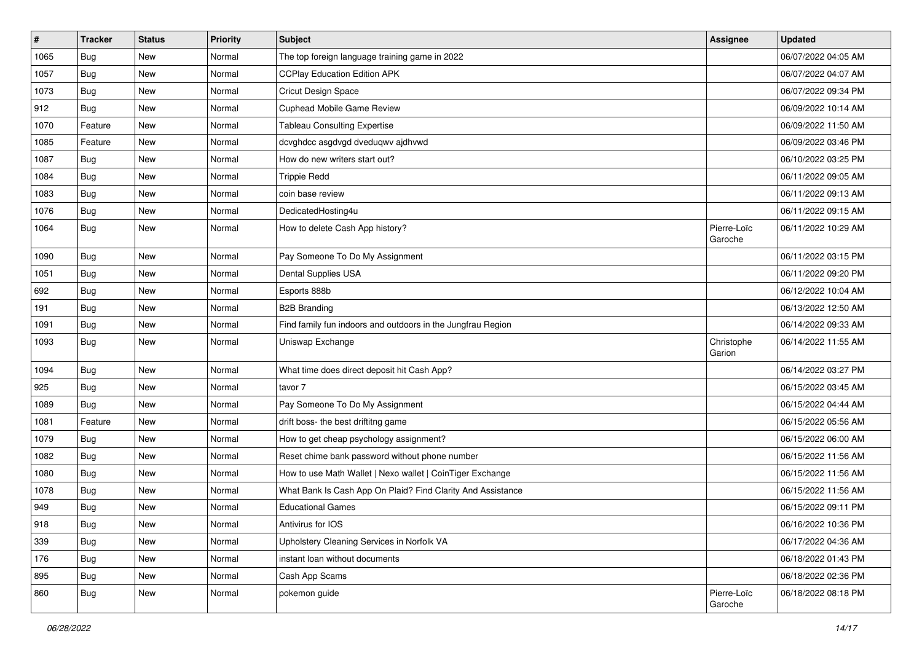| # | Tracker | Status | Priority | Subject | Assignee | Updated |
|---|---|---|---|---|---|---|
| 1065 | Bug | New | Normal | The top foreign language training game in 2022 | | 06/07/2022 04:05 AM |
| 1057 | Bug | New | Normal | CCPlay Education Edition APK | | 06/07/2022 04:07 AM |
| 1073 | Bug | New | Normal | Cricut Design Space | | 06/07/2022 09:34 PM |
| 912 | Bug | New | Normal | Cuphead Mobile Game Review | | 06/09/2022 10:14 AM |
| 1070 | Feature | New | Normal | Tableau Consulting Expertise | | 06/09/2022 11:50 AM |
| 1085 | Feature | New | Normal | dcvghdcc asgdvgd dveduqwv ajdhvwd | | 06/09/2022 03:46 PM |
| 1087 | Bug | New | Normal | How do new writers start out? | | 06/10/2022 03:25 PM |
| 1084 | Bug | New | Normal | Trippie Redd | | 06/11/2022 09:05 AM |
| 1083 | Bug | New | Normal | coin base review | | 06/11/2022 09:13 AM |
| 1076 | Bug | New | Normal | DedicatedHosting4u | | 06/11/2022 09:15 AM |
| 1064 | Bug | New | Normal | How to delete Cash App history? | Pierre-Loïc Garoche | 06/11/2022 10:29 AM |
| 1090 | Bug | New | Normal | Pay Someone To Do My Assignment | | 06/11/2022 03:15 PM |
| 1051 | Bug | New | Normal | Dental Supplies USA | | 06/11/2022 09:20 PM |
| 692 | Bug | New | Normal | Esports 888b | | 06/12/2022 10:04 AM |
| 191 | Bug | New | Normal | B2B Branding | | 06/13/2022 12:50 AM |
| 1091 | Bug | New | Normal | Find family fun indoors and outdoors in the Jungfrau Region | | 06/14/2022 09:33 AM |
| 1093 | Bug | New | Normal | Uniswap Exchange | Christophe Garion | 06/14/2022 11:55 AM |
| 1094 | Bug | New | Normal | What time does direct deposit hit Cash App? | | 06/14/2022 03:27 PM |
| 925 | Bug | New | Normal | tavor 7 | | 06/15/2022 03:45 AM |
| 1089 | Bug | New | Normal | Pay Someone To Do My Assignment | | 06/15/2022 04:44 AM |
| 1081 | Feature | New | Normal | drift boss- the best driftitng game | | 06/15/2022 05:56 AM |
| 1079 | Bug | New | Normal | How to get cheap psychology assignment? | | 06/15/2022 06:00 AM |
| 1082 | Bug | New | Normal | Reset chime bank password without phone number | | 06/15/2022 11:56 AM |
| 1080 | Bug | New | Normal | How to use Math Wallet \| Nexo wallet \| CoinTiger Exchange | | 06/15/2022 11:56 AM |
| 1078 | Bug | New | Normal | What Bank Is Cash App On Plaid? Find Clarity And Assistance | | 06/15/2022 11:56 AM |
| 949 | Bug | New | Normal | Educational Games | | 06/15/2022 09:11 PM |
| 918 | Bug | New | Normal | Antivirus for IOS | | 06/16/2022 10:36 PM |
| 339 | Bug | New | Normal | Upholstery Cleaning Services in Norfolk VA | | 06/17/2022 04:36 AM |
| 176 | Bug | New | Normal | instant loan without documents | | 06/18/2022 01:43 PM |
| 895 | Bug | New | Normal | Cash App Scams | | 06/18/2022 02:36 PM |
| 860 | Bug | New | Normal | pokemon guide | Pierre-Loïc Garoche | 06/18/2022 08:18 PM |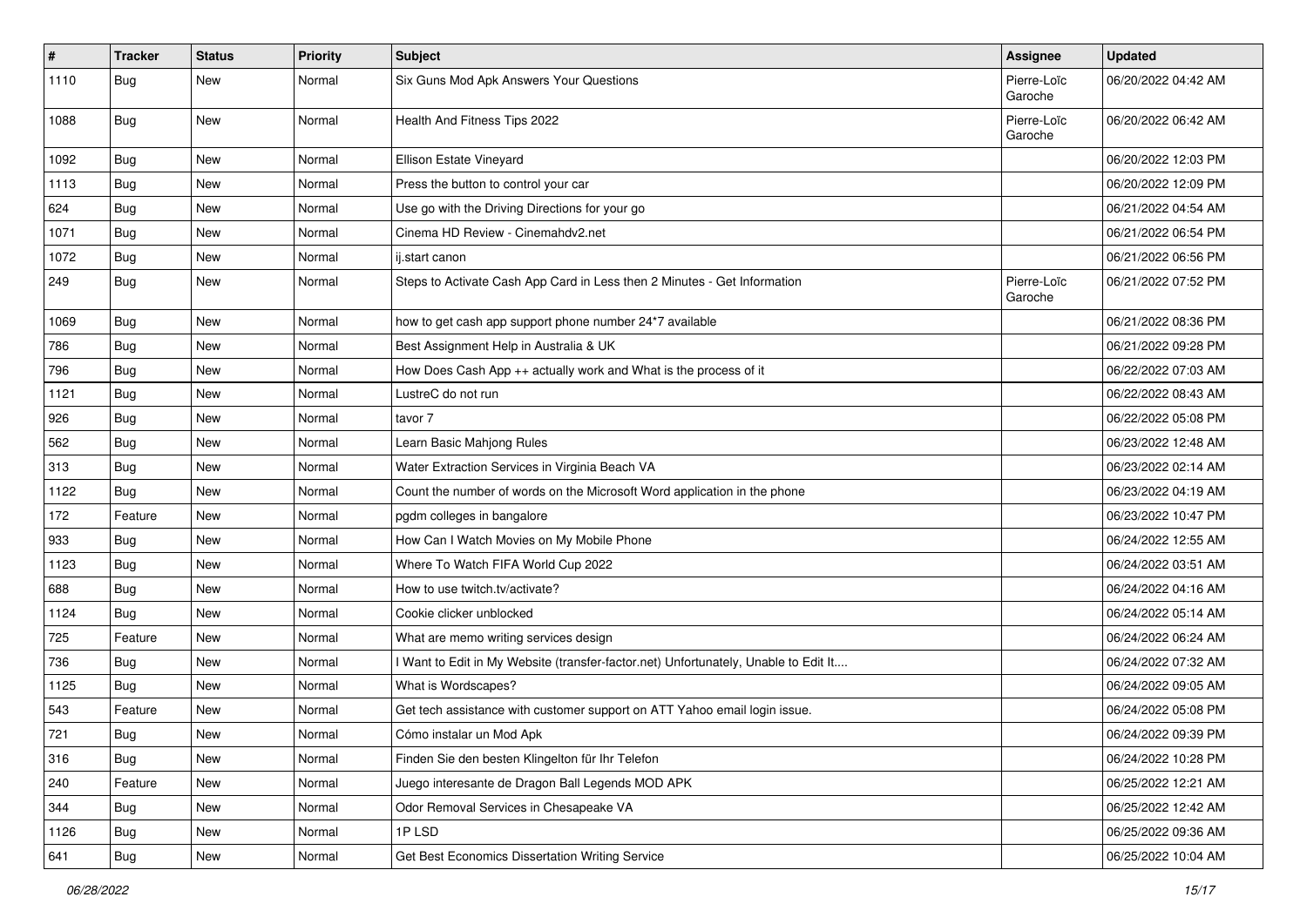| # | Tracker | Status | Priority | Subject | Assignee | Updated |
|---|---|---|---|---|---|---|
| 1110 | Bug | New | Normal | Six Guns Mod Apk Answers Your Questions | Pierre-Loïc Garoche | 06/20/2022 04:42 AM |
| 1088 | Bug | New | Normal | Health And Fitness Tips 2022 | Pierre-Loïc Garoche | 06/20/2022 06:42 AM |
| 1092 | Bug | New | Normal | Ellison Estate Vineyard | | 06/20/2022 12:03 PM |
| 1113 | Bug | New | Normal | Press the button to control your car | | 06/20/2022 12:09 PM |
| 624 | Bug | New | Normal | Use go with the Driving Directions for your go | | 06/21/2022 04:54 AM |
| 1071 | Bug | New | Normal | Cinema HD Review - Cinemahdv2.net | | 06/21/2022 06:54 PM |
| 1072 | Bug | New | Normal | ij.start canon | | 06/21/2022 06:56 PM |
| 249 | Bug | New | Normal | Steps to Activate Cash App Card in Less then 2 Minutes - Get Information | Pierre-Loïc Garoche | 06/21/2022 07:52 PM |
| 1069 | Bug | New | Normal | how to get cash app support phone number 24*7 available | | 06/21/2022 08:36 PM |
| 786 | Bug | New | Normal | Best Assignment Help in Australia & UK | | 06/21/2022 09:28 PM |
| 796 | Bug | New | Normal | How Does Cash App ++ actually work and What is the process of it | | 06/22/2022 07:03 AM |
| 1121 | Bug | New | Normal | LustreC do not run | | 06/22/2022 08:43 AM |
| 926 | Bug | New | Normal | tavor 7 | | 06/22/2022 05:08 PM |
| 562 | Bug | New | Normal | Learn Basic Mahjong Rules | | 06/23/2022 12:48 AM |
| 313 | Bug | New | Normal | Water Extraction Services in Virginia Beach VA | | 06/23/2022 02:14 AM |
| 1122 | Bug | New | Normal | Count the number of words on the Microsoft Word application in the phone | | 06/23/2022 04:19 AM |
| 172 | Feature | New | Normal | pgdm colleges in bangalore | | 06/23/2022 10:47 PM |
| 933 | Bug | New | Normal | How Can I Watch Movies on My Mobile Phone | | 06/24/2022 12:55 AM |
| 1123 | Bug | New | Normal | Where To Watch FIFA World Cup 2022 | | 06/24/2022 03:51 AM |
| 688 | Bug | New | Normal | How to use twitch.tv/activate? | | 06/24/2022 04:16 AM |
| 1124 | Bug | New | Normal | Cookie clicker unblocked | | 06/24/2022 05:14 AM |
| 725 | Feature | New | Normal | What are memo writing services design | | 06/24/2022 06:24 AM |
| 736 | Bug | New | Normal | I Want to Edit in My Website (transfer-factor.net) Unfortunately, Unable to Edit It.... | | 06/24/2022 07:32 AM |
| 1125 | Bug | New | Normal | What is Wordscapes? | | 06/24/2022 09:05 AM |
| 543 | Feature | New | Normal | Get tech assistance with customer support on ATT Yahoo email login issue. | | 06/24/2022 05:08 PM |
| 721 | Bug | New | Normal | Cómo instalar un Mod Apk | | 06/24/2022 09:39 PM |
| 316 | Bug | New | Normal | Finden Sie den besten Klingelton für Ihr Telefon | | 06/24/2022 10:28 PM |
| 240 | Feature | New | Normal | Juego interesante de Dragon Ball Legends MOD APK | | 06/25/2022 12:21 AM |
| 344 | Bug | New | Normal | Odor Removal Services in Chesapeake VA | | 06/25/2022 12:42 AM |
| 1126 | Bug | New | Normal | 1P LSD | | 06/25/2022 09:36 AM |
| 641 | Bug | New | Normal | Get Best Economics Dissertation Writing Service | | 06/25/2022 10:04 AM |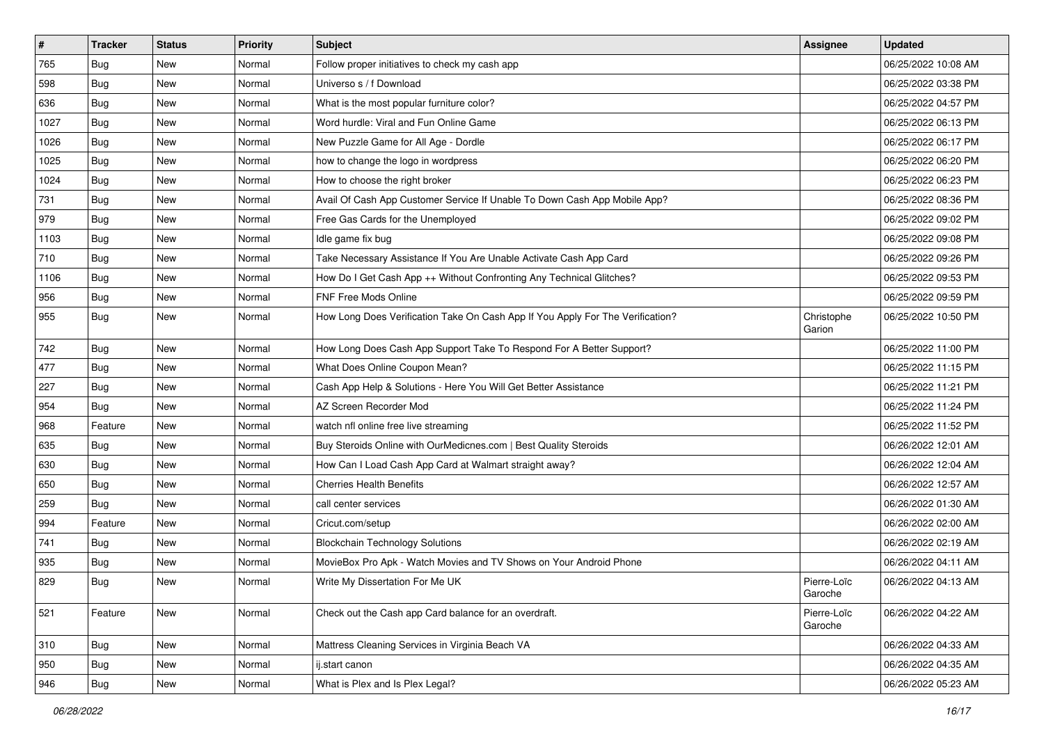| # | Tracker | Status | Priority | Subject | Assignee | Updated |
|---|---|---|---|---|---|---|
| 765 | Bug | New | Normal | Follow proper initiatives to check my cash app | | 06/25/2022 10:08 AM |
| 598 | Bug | New | Normal | Universo s / f Download | | 06/25/2022 03:38 PM |
| 636 | Bug | New | Normal | What is the most popular furniture color? | | 06/25/2022 04:57 PM |
| 1027 | Bug | New | Normal | Word hurdle: Viral and Fun Online Game | | 06/25/2022 06:13 PM |
| 1026 | Bug | New | Normal | New Puzzle Game for All Age - Dordle | | 06/25/2022 06:17 PM |
| 1025 | Bug | New | Normal | how to change the logo in wordpress | | 06/25/2022 06:20 PM |
| 1024 | Bug | New | Normal | How to choose the right broker | | 06/25/2022 06:23 PM |
| 731 | Bug | New | Normal | Avail Of Cash App Customer Service If Unable To Down Cash App Mobile App? | | 06/25/2022 08:36 PM |
| 979 | Bug | New | Normal | Free Gas Cards for the Unemployed | | 06/25/2022 09:02 PM |
| 1103 | Bug | New | Normal | Idle game fix bug | | 06/25/2022 09:08 PM |
| 710 | Bug | New | Normal | Take Necessary Assistance If You Are Unable Activate Cash App Card | | 06/25/2022 09:26 PM |
| 1106 | Bug | New | Normal | How Do I Get Cash App ++ Without Confronting Any Technical Glitches? | | 06/25/2022 09:53 PM |
| 956 | Bug | New | Normal | FNF Free Mods Online | | 06/25/2022 09:59 PM |
| 955 | Bug | New | Normal | How Long Does Verification Take On Cash App If You Apply For The Verification? | Christophe Garion | 06/25/2022 10:50 PM |
| 742 | Bug | New | Normal | How Long Does Cash App Support Take To Respond For A Better Support? | | 06/25/2022 11:00 PM |
| 477 | Bug | New | Normal | What Does Online Coupon Mean? | | 06/25/2022 11:15 PM |
| 227 | Bug | New | Normal | Cash App Help & Solutions - Here You Will Get Better Assistance | | 06/25/2022 11:21 PM |
| 954 | Bug | New | Normal | AZ Screen Recorder Mod | | 06/25/2022 11:24 PM |
| 968 | Feature | New | Normal | watch nfl online free live streaming | | 06/25/2022 11:52 PM |
| 635 | Bug | New | Normal | Buy Steroids Online with OurMedicnes.com \| Best Quality Steroids | | 06/26/2022 12:01 AM |
| 630 | Bug | New | Normal | How Can I Load Cash App Card at Walmart straight away? | | 06/26/2022 12:04 AM |
| 650 | Bug | New | Normal | Cherries Health Benefits | | 06/26/2022 12:57 AM |
| 259 | Bug | New | Normal | call center services | | 06/26/2022 01:30 AM |
| 994 | Feature | New | Normal | Cricut.com/setup | | 06/26/2022 02:00 AM |
| 741 | Bug | New | Normal | Blockchain Technology Solutions | | 06/26/2022 02:19 AM |
| 935 | Bug | New | Normal | MovieBox Pro Apk - Watch Movies and TV Shows on Your Android Phone | | 06/26/2022 04:11 AM |
| 829 | Bug | New | Normal | Write My Dissertation For Me UK | Pierre-Loïc Garoche | 06/26/2022 04:13 AM |
| 521 | Feature | New | Normal | Check out the Cash app Card balance for an overdraft. | Pierre-Loïc Garoche | 06/26/2022 04:22 AM |
| 310 | Bug | New | Normal | Mattress Cleaning Services in Virginia Beach VA | | 06/26/2022 04:33 AM |
| 950 | Bug | New | Normal | ij.start canon | | 06/26/2022 04:35 AM |
| 946 | Bug | New | Normal | What is Plex and Is Plex Legal? | | 06/26/2022 05:23 AM |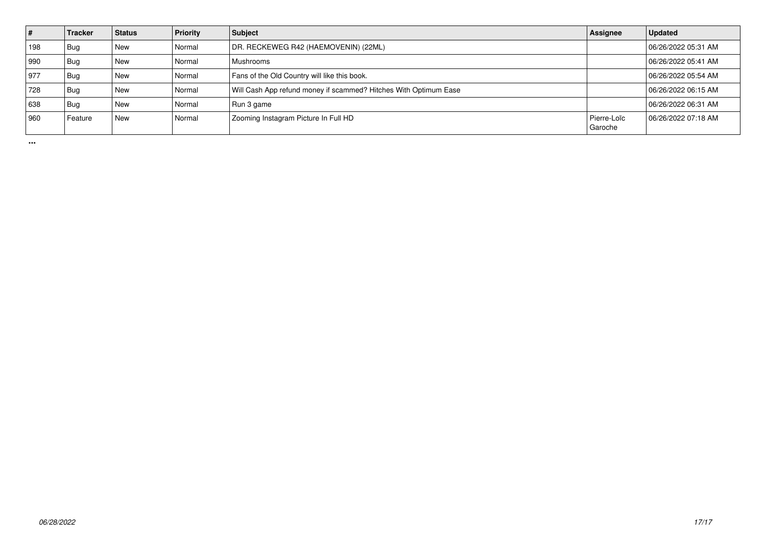| # | Tracker | Status | Priority | Subject | Assignee | Updated |
|---|---|---|---|---|---|---|
| 198 | Bug | New | Normal | DR. RECKEWEG R42 (HAEMOVENIN) (22ML) | | 06/26/2022 05:31 AM |
| 990 | Bug | New | Normal | Mushrooms | | 06/26/2022 05:41 AM |
| 977 | Bug | New | Normal | Fans of the Old Country will like this book. | | 06/26/2022 05:54 AM |
| 728 | Bug | New | Normal | Will Cash App refund money if scammed? Hitches With Optimum Ease | | 06/26/2022 06:15 AM |
| 638 | Bug | New | Normal | Run 3 game | | 06/26/2022 06:31 AM |
| 960 | Feature | New | Normal | Zooming Instagram Picture In Full HD | Pierre-Loïc Garoche | 06/26/2022 07:18 AM |

...